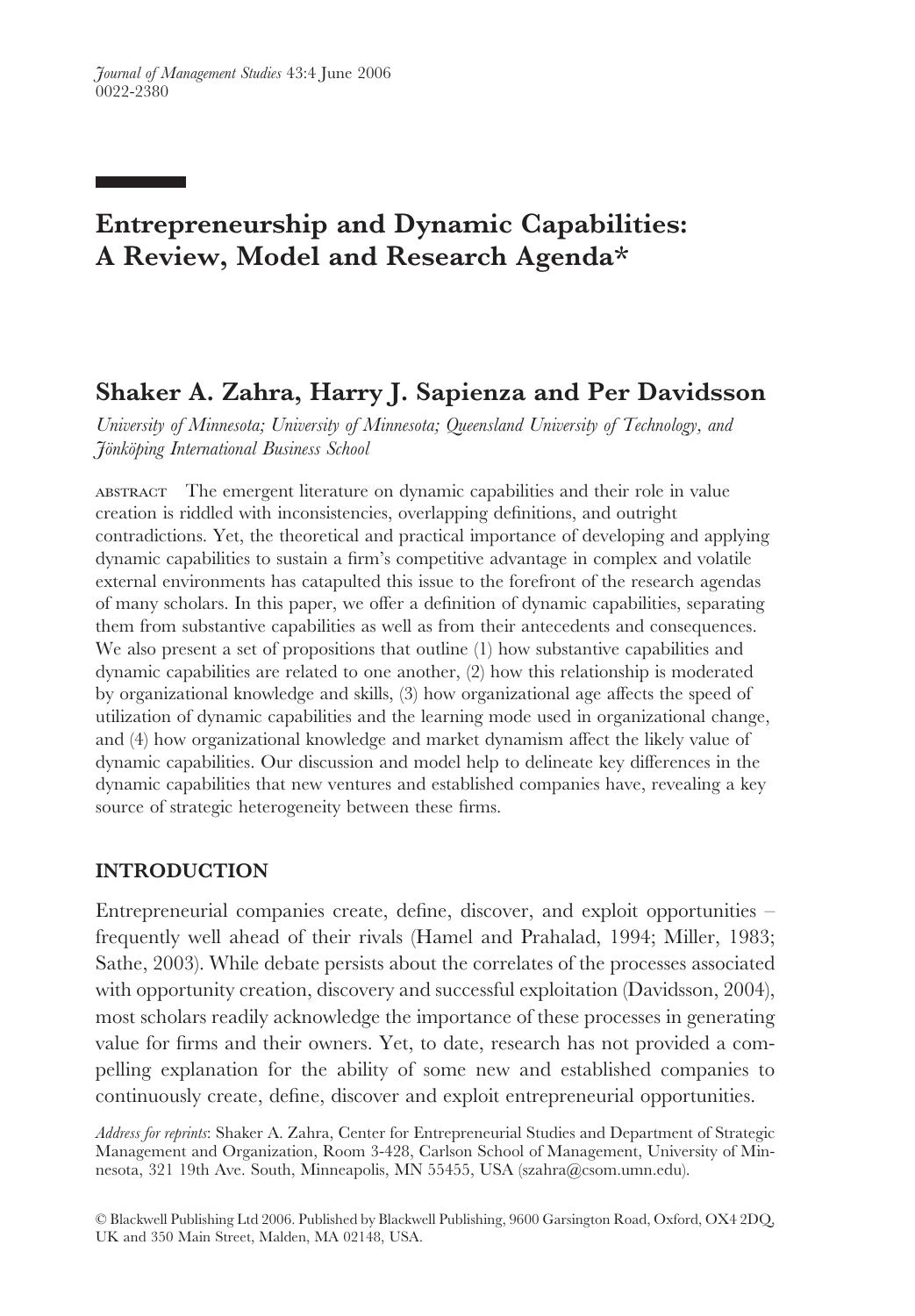# Entrepreneurship and Dynamic Capabilities: A Review, Model and Research Agenda*

## Shaker A. Zahra, Harry J. Sapienza and Per Davidsson

*University of Minnesota; University of Minnesota; Queensland University of Technology, and Jönköping International Business School*

ABSTRACT The emergent literature on dynamic capabilities and their role in value creation is riddled with inconsistencies, overlapping definitions, and outright contradictions. Yet, the theoretical and practical importance of developing and applying dynamic capabilities to sustain a firm's competitive advantage in complex and volatile external environments has catapulted this issue to the forefront of the research agendas of many scholars. In this paper, we offer a definition of dynamic capabilities, separating them from substantive capabilities as well as from their antecedents and consequences. We also present a set of propositions that outline (1) how substantive capabilities and dynamic capabilities are related to one another, (2) how this relationship is moderated by organizational knowledge and skills, (3) how organizational age affects the speed of utilization of dynamic capabilities and the learning mode used in organizational change, and (4) how organizational knowledge and market dynamism affect the likely value of dynamic capabilities. Our discussion and model help to delineate key differences in the dynamic capabilities that new ventures and established companies have, revealing a key source of strategic heterogeneity between these firms.

## INTRODUCTION

Entrepreneurial companies create, define, discover, and exploit opportunities – frequently well ahead of their rivals (Hamel and Prahalad, 1994; Miller, 1983; Sathe, 2003). While debate persists about the correlates of the processes associated with opportunity creation, discovery and successful exploitation (Davidsson, 2004), most scholars readily acknowledge the importance of these processes in generating value for firms and their owners. Yet, to date, research has not provided a compelling explanation for the ability of some new and established companies to continuously create, define, discover and exploit entrepreneurial opportunities.

*Address for reprints*: Shaker A. Zahra, Center for Entrepreneurial Studies and Department of Strategic Management and Organization, Room 3-428, Carlson School of Management, University of Minnesota, 321 19th Ave. South, Minneapolis, MN 55455, USA (szahra@csom.umn.edu).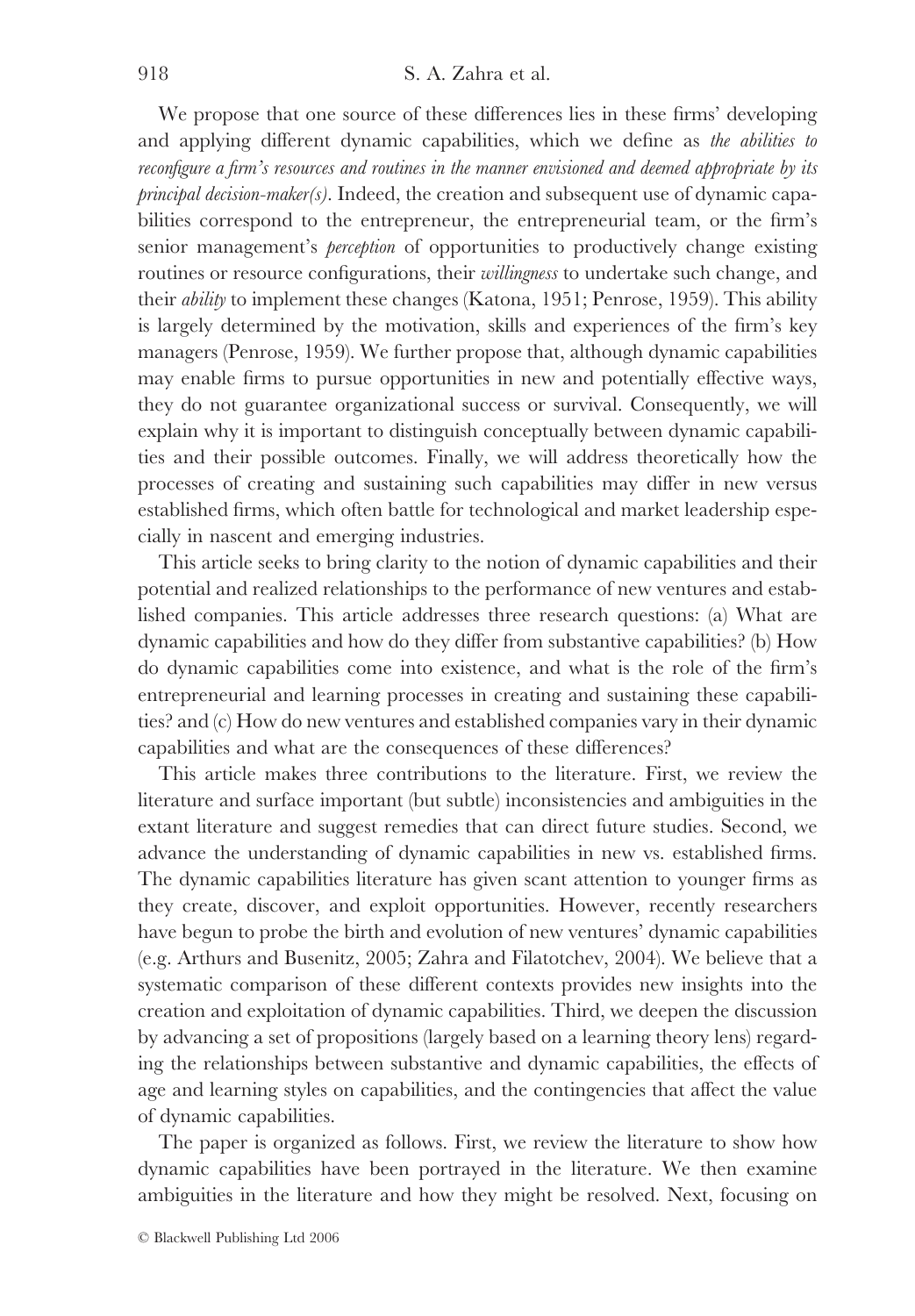We propose that one source of these differences lies in these firms' developing and applying different dynamic capabilities, which we define as *the abilities to reconfigure a firm's resources and routines in the manner envisioned and deemed appropriate by its principal decision-maker(s)*. Indeed, the creation and subsequent use of dynamic capabilities correspond to the entrepreneur, the entrepreneurial team, or the firm's senior management's *perception* of opportunities to productively change existing routines or resource configurations, their *willingness* to undertake such change, and their *ability* to implement these changes (Katona, 1951; Penrose, 1959). This ability is largely determined by the motivation, skills and experiences of the firm's key managers (Penrose, 1959). We further propose that, although dynamic capabilities may enable firms to pursue opportunities in new and potentially effective ways, they do not guarantee organizational success or survival. Consequently, we will explain why it is important to distinguish conceptually between dynamic capabilities and their possible outcomes. Finally, we will address theoretically how the processes of creating and sustaining such capabilities may differ in new versus established firms, which often battle for technological and market leadership especially in nascent and emerging industries.

This article seeks to bring clarity to the notion of dynamic capabilities and their potential and realized relationships to the performance of new ventures and established companies. This article addresses three research questions: (a) What are dynamic capabilities and how do they differ from substantive capabilities? (b) How do dynamic capabilities come into existence, and what is the role of the firm's entrepreneurial and learning processes in creating and sustaining these capabilities? and (c) How do new ventures and established companies vary in their dynamic capabilities and what are the consequences of these differences?

This article makes three contributions to the literature. First, we review the literature and surface important (but subtle) inconsistencies and ambiguities in the extant literature and suggest remedies that can direct future studies. Second, we advance the understanding of dynamic capabilities in new vs. established firms. The dynamic capabilities literature has given scant attention to younger firms as they create, discover, and exploit opportunities. However, recently researchers have begun to probe the birth and evolution of new ventures' dynamic capabilities (e.g. Arthurs and Busenitz, 2005; Zahra and Filatotchev, 2004). We believe that a systematic comparison of these different contexts provides new insights into the creation and exploitation of dynamic capabilities. Third, we deepen the discussion by advancing a set of propositions (largely based on a learning theory lens) regarding the relationships between substantive and dynamic capabilities, the effects of age and learning styles on capabilities, and the contingencies that affect the value of dynamic capabilities.

The paper is organized as follows. First, we review the literature to show how dynamic capabilities have been portrayed in the literature. We then examine ambiguities in the literature and how they might be resolved. Next, focusing on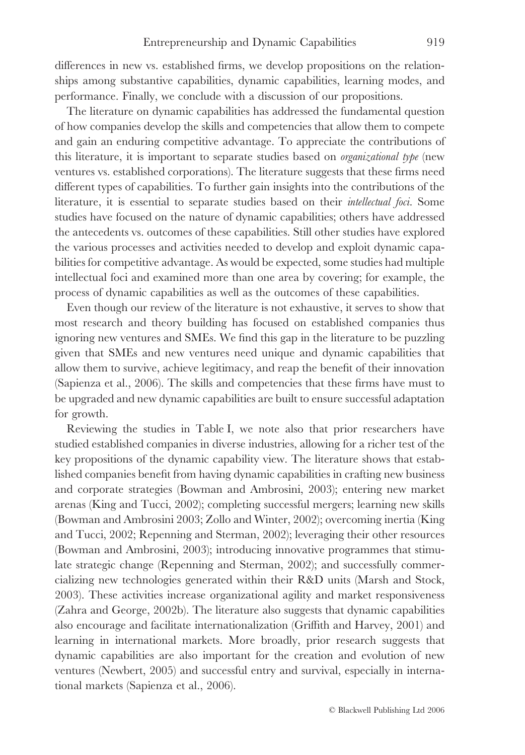differences in new vs. established firms, we develop propositions on the relationships among substantive capabilities, dynamic capabilities, learning modes, and performance. Finally, we conclude with a discussion of our propositions.

The literature on dynamic capabilities has addressed the fundamental question of how companies develop the skills and competencies that allow them to compete and gain an enduring competitive advantage. To appreciate the contributions of this literature, it is important to separate studies based on *organizational type* (new ventures vs. established corporations). The literature suggests that these firms need different types of capabilities. To further gain insights into the contributions of the literature, it is essential to separate studies based on their *intellectual foci*. Some studies have focused on the nature of dynamic capabilities; others have addressed the antecedents vs. outcomes of these capabilities. Still other studies have explored the various processes and activities needed to develop and exploit dynamic capabilities for competitive advantage. As would be expected, some studies had multiple intellectual foci and examined more than one area by covering; for example, the process of dynamic capabilities as well as the outcomes of these capabilities.

Even though our review of the literature is not exhaustive, it serves to show that most research and theory building has focused on established companies thus ignoring new ventures and SMEs. We find this gap in the literature to be puzzling given that SMEs and new ventures need unique and dynamic capabilities that allow them to survive, achieve legitimacy, and reap the benefit of their innovation (Sapienza et al., 2006). The skills and competencies that these firms have must to be upgraded and new dynamic capabilities are built to ensure successful adaptation for growth.

Reviewing the studies in Table I, we note also that prior researchers have studied established companies in diverse industries, allowing for a richer test of the key propositions of the dynamic capability view. The literature shows that established companies benefit from having dynamic capabilities in crafting new business and corporate strategies (Bowman and Ambrosini, 2003); entering new market arenas (King and Tucci, 2002); completing successful mergers; learning new skills (Bowman and Ambrosini 2003; Zollo and Winter, 2002); overcoming inertia (King and Tucci, 2002; Repenning and Sterman, 2002); leveraging their other resources (Bowman and Ambrosini, 2003); introducing innovative programmes that stimulate strategic change (Repenning and Sterman, 2002); and successfully commercializing new technologies generated within their R&D units (Marsh and Stock, 2003). These activities increase organizational agility and market responsiveness (Zahra and George, 2002b). The literature also suggests that dynamic capabilities also encourage and facilitate internationalization (Griffith and Harvey, 2001) and learning in international markets. More broadly, prior research suggests that dynamic capabilities are also important for the creation and evolution of new ventures (Newbert, 2005) and successful entry and survival, especially in international markets (Sapienza et al., 2006).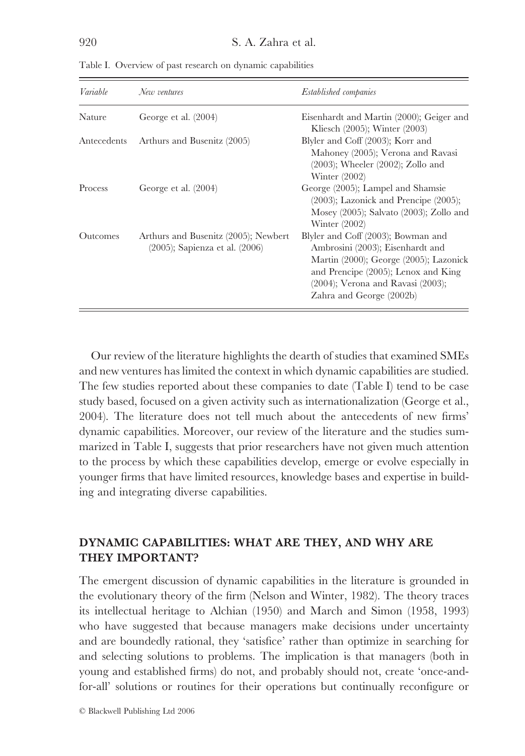Table I. Overview of past research on dynamic capabilities

| *Variable* | *New ventures* | *Established companies* |
|---|---|---|
| Nature | George et al. (2004) | Eisenhardt and Martin (2000); Geiger and Kliesch (2005); Winter (2003) |
| Antecedents | Arthurs and Busenitz (2005) | Blyler and Coff (2003); Korr and Mahoney (2005); Verona and Ravasi (2003); Wheeler (2002); Zollo and Winter (2002) |
| Process | George et al. (2004) | George (2005); Lampel and Shamsie (2003); Lazonick and Prencipe (2005); Mosey (2005); Salvato (2003); Zollo and Winter (2002) |
| Outcomes | Arthurs and Busenitz (2005); Newbert (2005); Sapienza et al. (2006) | Blyler and Coff (2003); Bowman and Ambrosini (2003); Eisenhardt and Martin (2000); George (2005); Lazonick and Prencipe (2005); Lenox and King (2004); Verona and Ravasi (2003); Zahra and George (2002b) |

Our review of the literature highlights the dearth of studies that examined SMEs and new ventures has limited the context in which dynamic capabilities are studied. The few studies reported about these companies to date (Table I) tend to be case study based, focused on a given activity such as internationalization (George et al., 2004). The literature does not tell much about the antecedents of new firms' dynamic capabilities. Moreover, our review of the literature and the studies summarized in Table I, suggests that prior researchers have not given much attention to the process by which these capabilities develop, emerge or evolve especially in younger firms that have limited resources, knowledge bases and expertise in building and integrating diverse capabilities.

## DYNAMIC CAPABILITIES: WHAT ARE THEY, AND WHY ARE THEY IMPORTANT?

The emergent discussion of dynamic capabilities in the literature is grounded in the evolutionary theory of the firm (Nelson and Winter, 1982). The theory traces its intellectual heritage to Alchian (1950) and March and Simon (1958, 1993) who have suggested that because managers make decisions under uncertainty and are boundedly rational, they 'satisfice' rather than optimize in searching for and selecting solutions to problems. The implication is that managers (both in young and established firms) do not, and probably should not, create 'once-and-for-all' solutions or routines for their operations but continually reconfigure or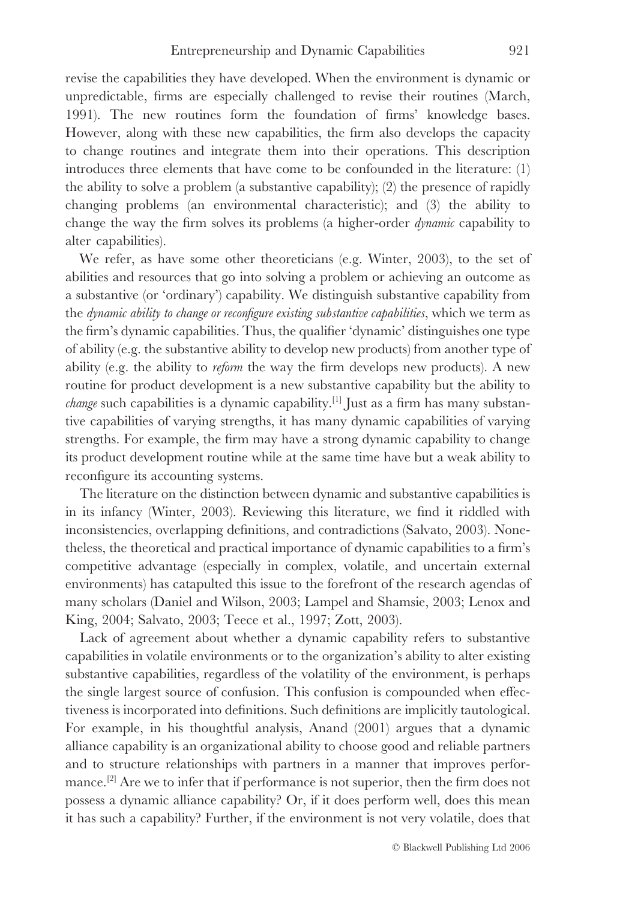revise the capabilities they have developed. When the environment is dynamic or unpredictable, firms are especially challenged to revise their routines (March, 1991). The new routines form the foundation of firms' knowledge bases. However, along with these new capabilities, the firm also develops the capacity to change routines and integrate them into their operations. This description introduces three elements that have come to be confounded in the literature: (1) the ability to solve a problem (a substantive capability); (2) the presence of rapidly changing problems (an environmental characteristic); and (3) the ability to change the way the firm solves its problems (a higher-order *dynamic* capability to alter capabilities).

We refer, as have some other theoreticians (e.g. Winter, 2003), to the set of abilities and resources that go into solving a problem or achieving an outcome as a substantive (or 'ordinary') capability. We distinguish substantive capability from the *dynamic ability to change or reconfigure existing substantive capabilities*, which we term as the firm's dynamic capabilities. Thus, the qualifier 'dynamic' distinguishes one type of ability (e.g. the substantive ability to develop new products) from another type of ability (e.g. the ability to *reform* the way the firm develops new products). A new routine for product development is a new substantive capability but the ability to *change* such capabilities is a dynamic capability.[1] Just as a firm has many substantive capabilities of varying strengths, it has many dynamic capabilities of varying strengths. For example, the firm may have a strong dynamic capability to change its product development routine while at the same time have but a weak ability to reconfigure its accounting systems.

The literature on the distinction between dynamic and substantive capabilities is in its infancy (Winter, 2003). Reviewing this literature, we find it riddled with inconsistencies, overlapping definitions, and contradictions (Salvato, 2003). Nonetheless, the theoretical and practical importance of dynamic capabilities to a firm's competitive advantage (especially in complex, volatile, and uncertain external environments) has catapulted this issue to the forefront of the research agendas of many scholars (Daniel and Wilson, 2003; Lampel and Shamsie, 2003; Lenox and King, 2004; Salvato, 2003; Teece et al., 1997; Zott, 2003).

Lack of agreement about whether a dynamic capability refers to substantive capabilities in volatile environments or to the organization's ability to alter existing substantive capabilities, regardless of the volatility of the environment, is perhaps the single largest source of confusion. This confusion is compounded when effectiveness is incorporated into definitions. Such definitions are implicitly tautological. For example, in his thoughtful analysis, Anand (2001) argues that a dynamic alliance capability is an organizational ability to choose good and reliable partners and to structure relationships with partners in a manner that improves performance.[2] Are we to infer that if performance is not superior, then the firm does not possess a dynamic alliance capability? Or, if it does perform well, does this mean it has such a capability? Further, if the environment is not very volatile, does that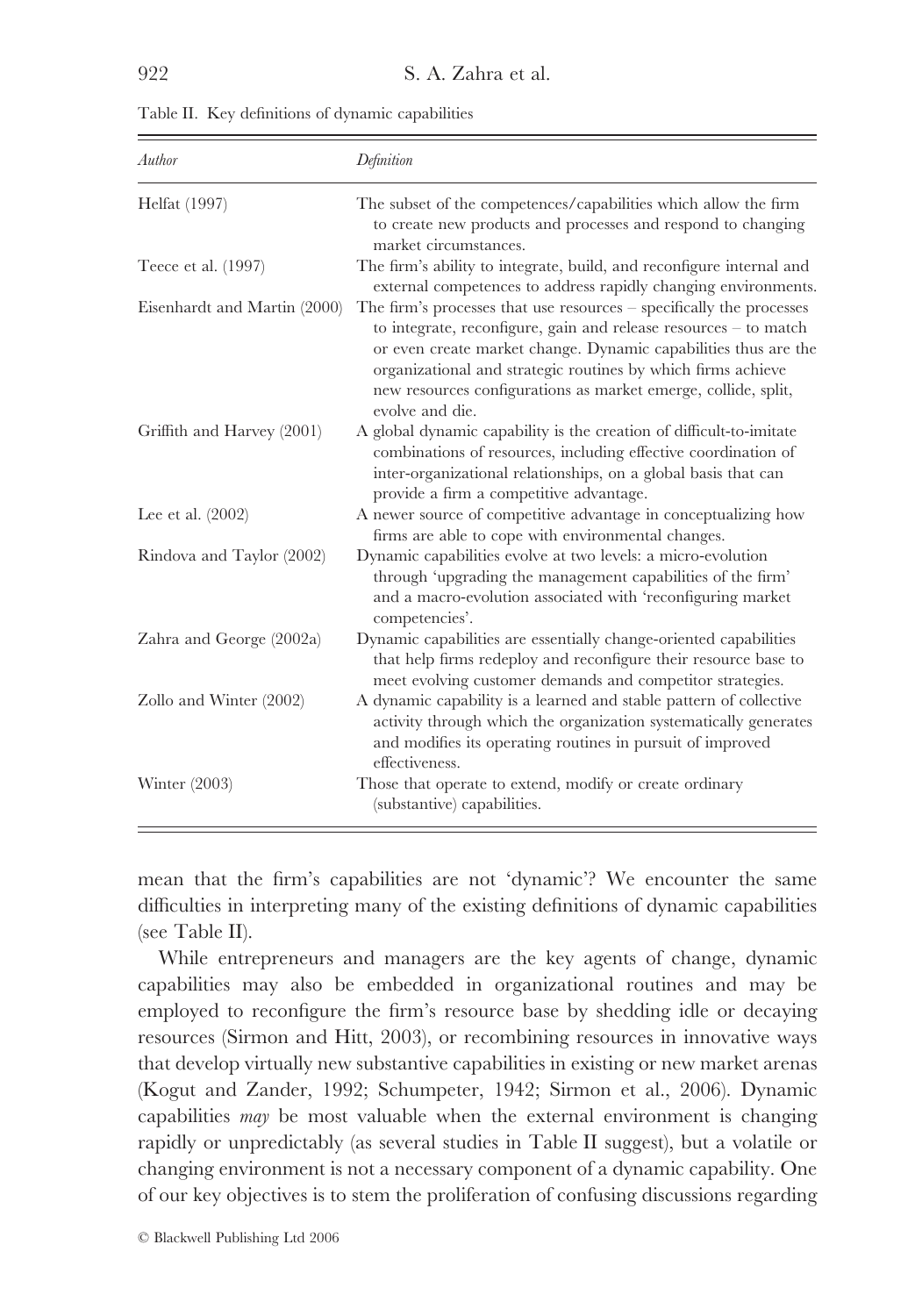Table II. Key definitions of dynamic capabilities

| *Author* | *Definition* |
|---|---|
| Helfat (1997) | The subset of the competences/capabilities which allow the firm to create new products and processes and respond to changing market circumstances. |
| Teece et al. (1997) | The firm's ability to integrate, build, and reconfigure internal and external competences to address rapidly changing environments. |
| Eisenhardt and Martin (2000) | The firm's processes that use resources – specifically the processes to integrate, reconfigure, gain and release resources – to match or even create market change. Dynamic capabilities thus are the organizational and strategic routines by which firms achieve new resources configurations as market emerge, collide, split, evolve and die. |
| Griffith and Harvey (2001) | A global dynamic capability is the creation of difficult-to-imitate combinations of resources, including effective coordination of inter-organizational relationships, on a global basis that can provide a firm a competitive advantage. |
| Lee et al. (2002) | A newer source of competitive advantage in conceptualizing how firms are able to cope with environmental changes. |
| Rindova and Taylor (2002) | Dynamic capabilities evolve at two levels: a micro-evolution through 'upgrading the management capabilities of the firm' and a macro-evolution associated with 'reconfiguring market competencies'. |
| Zahra and George (2002a) | Dynamic capabilities are essentially change-oriented capabilities that help firms redeploy and reconfigure their resource base to meet evolving customer demands and competitor strategies. |
| Zollo and Winter (2002) | A dynamic capability is a learned and stable pattern of collective activity through which the organization systematically generates and modifies its operating routines in pursuit of improved effectiveness. |
| Winter (2003) | Those that operate to extend, modify or create ordinary (substantive) capabilities. |

mean that the firm's capabilities are not 'dynamic'? We encounter the same difficulties in interpreting many of the existing definitions of dynamic capabilities (see Table II).

While entrepreneurs and managers are the key agents of change, dynamic capabilities may also be embedded in organizational routines and may be employed to reconfigure the firm's resource base by shedding idle or decaying resources (Sirmon and Hitt, 2003), or recombining resources in innovative ways that develop virtually new substantive capabilities in existing or new market arenas (Kogut and Zander, 1992; Schumpeter, 1942; Sirmon et al., 2006). Dynamic capabilities *may* be most valuable when the external environment is changing rapidly or unpredictably (as several studies in Table II suggest), but a volatile or changing environment is not a necessary component of a dynamic capability. One of our key objectives is to stem the proliferation of confusing discussions regarding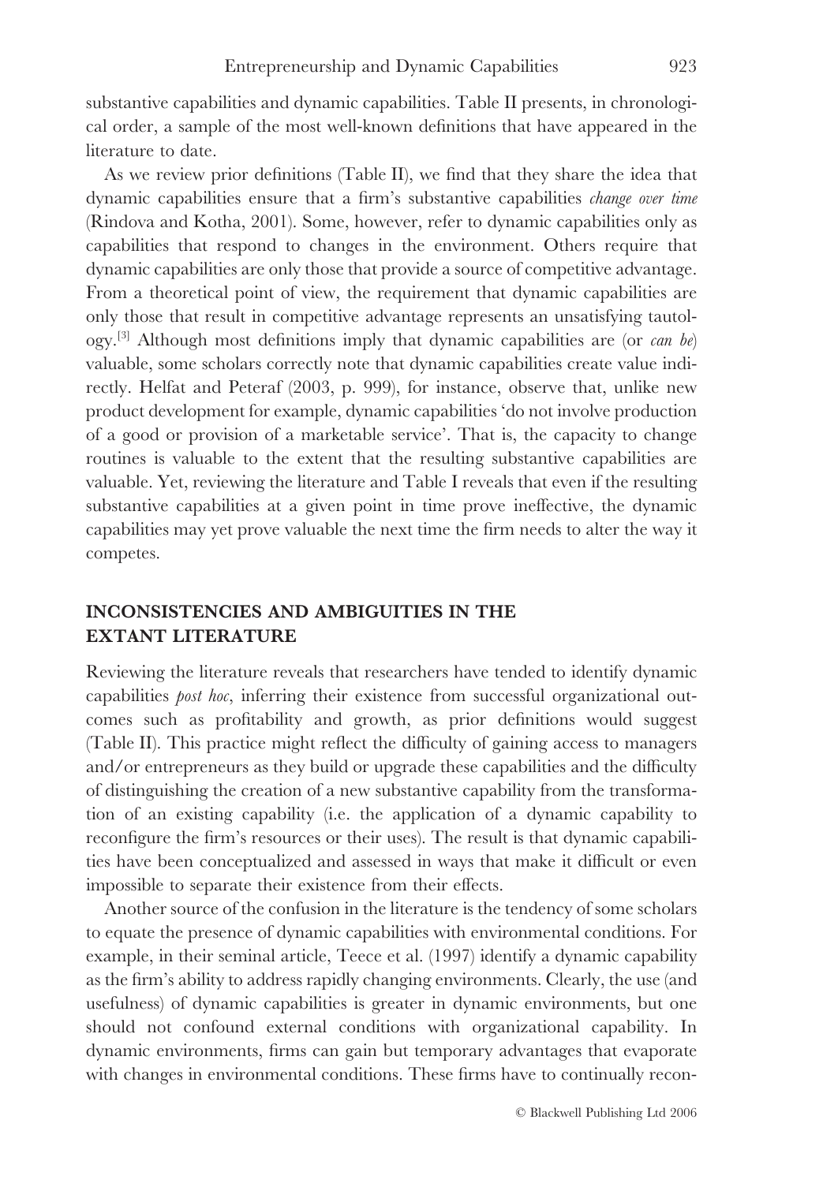substantive capabilities and dynamic capabilities. Table II presents, in chronological order, a sample of the most well-known definitions that have appeared in the literature to date.

As we review prior definitions (Table II), we find that they share the idea that dynamic capabilities ensure that a firm's substantive capabilities *change over time* (Rindova and Kotha, 2001). Some, however, refer to dynamic capabilities only as capabilities that respond to changes in the environment. Others require that dynamic capabilities are only those that provide a source of competitive advantage. From a theoretical point of view, the requirement that dynamic capabilities are only those that result in competitive advantage represents an unsatisfying tautology.[3] Although most definitions imply that dynamic capabilities are (or *can be*) valuable, some scholars correctly note that dynamic capabilities create value indirectly. Helfat and Peteraf (2003, p. 999), for instance, observe that, unlike new product development for example, dynamic capabilities 'do not involve production of a good or provision of a marketable service'. That is, the capacity to change routines is valuable to the extent that the resulting substantive capabilities are valuable. Yet, reviewing the literature and Table I reveals that even if the resulting substantive capabilities at a given point in time prove ineffective, the dynamic capabilities may yet prove valuable the next time the firm needs to alter the way it competes.

## INCONSISTENCIES AND AMBIGUITIES IN THE EXTANT LITERATURE

Reviewing the literature reveals that researchers have tended to identify dynamic capabilities *post hoc*, inferring their existence from successful organizational outcomes such as profitability and growth, as prior definitions would suggest (Table II). This practice might reflect the difficulty of gaining access to managers and/or entrepreneurs as they build or upgrade these capabilities and the difficulty of distinguishing the creation of a new substantive capability from the transformation of an existing capability (i.e. the application of a dynamic capability to reconfigure the firm's resources or their uses). The result is that dynamic capabilities have been conceptualized and assessed in ways that make it difficult or even impossible to separate their existence from their effects.

Another source of the confusion in the literature is the tendency of some scholars to equate the presence of dynamic capabilities with environmental conditions. For example, in their seminal article, Teece et al. (1997) identify a dynamic capability as the firm's ability to address rapidly changing environments. Clearly, the use (and usefulness) of dynamic capabilities is greater in dynamic environments, but one should not confound external conditions with organizational capability. In dynamic environments, firms can gain but temporary advantages that evaporate with changes in environmental conditions. These firms have to continually recon-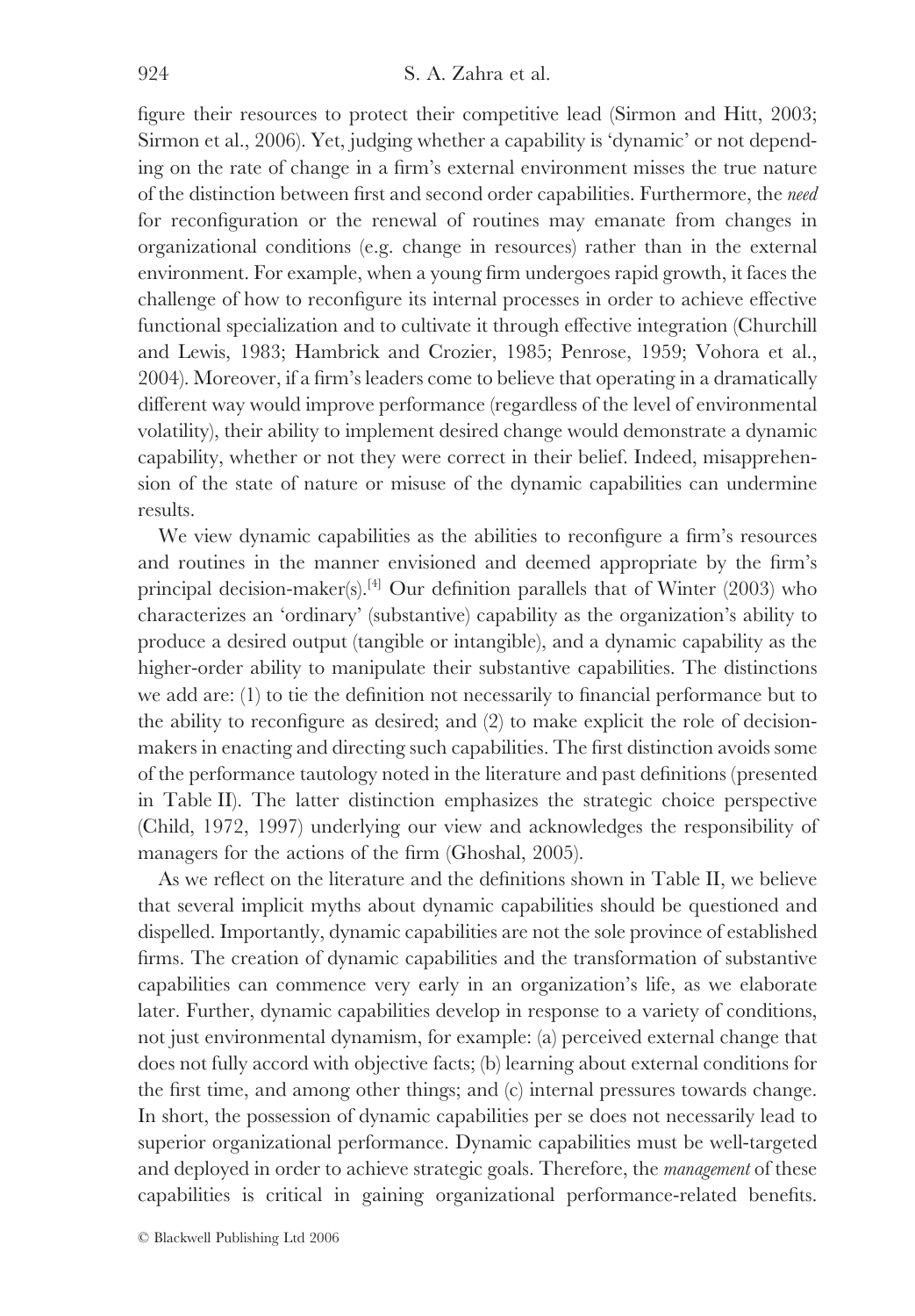figure their resources to protect their competitive lead (Sirmon and Hitt, 2003; Sirmon et al., 2006). Yet, judging whether a capability is 'dynamic' or not depending on the rate of change in a firm's external environment misses the true nature of the distinction between first and second order capabilities. Furthermore, the *need* for reconfiguration or the renewal of routines may emanate from changes in organizational conditions (e.g. change in resources) rather than in the external environment. For example, when a young firm undergoes rapid growth, it faces the challenge of how to reconfigure its internal processes in order to achieve effective functional specialization and to cultivate it through effective integration (Churchill and Lewis, 1983; Hambrick and Crozier, 1985; Penrose, 1959; Vohora et al., 2004). Moreover, if a firm's leaders come to believe that operating in a dramatically different way would improve performance (regardless of the level of environmental volatility), their ability to implement desired change would demonstrate a dynamic capability, whether or not they were correct in their belief. Indeed, misapprehension of the state of nature or misuse of the dynamic capabilities can undermine results.

We view dynamic capabilities as the abilities to reconfigure a firm's resources and routines in the manner envisioned and deemed appropriate by the firm's principal decision-maker(s).[4] Our definition parallels that of Winter (2003) who characterizes an 'ordinary' (substantive) capability as the organization's ability to produce a desired output (tangible or intangible), and a dynamic capability as the higher-order ability to manipulate their substantive capabilities. The distinctions we add are: (1) to tie the definition not necessarily to financial performance but to the ability to reconfigure as desired; and (2) to make explicit the role of decision-makers in enacting and directing such capabilities. The first distinction avoids some of the performance tautology noted in the literature and past definitions (presented in Table II). The latter distinction emphasizes the strategic choice perspective (Child, 1972, 1997) underlying our view and acknowledges the responsibility of managers for the actions of the firm (Ghoshal, 2005).

As we reflect on the literature and the definitions shown in Table II, we believe that several implicit myths about dynamic capabilities should be questioned and dispelled. Importantly, dynamic capabilities are not the sole province of established firms. The creation of dynamic capabilities and the transformation of substantive capabilities can commence very early in an organization's life, as we elaborate later. Further, dynamic capabilities develop in response to a variety of conditions, not just environmental dynamism, for example: (a) perceived external change that does not fully accord with objective facts; (b) learning about external conditions for the first time, and among other things; and (c) internal pressures towards change. In short, the possession of dynamic capabilities per se does not necessarily lead to superior organizational performance. Dynamic capabilities must be well-targeted and deployed in order to achieve strategic goals. Therefore, the *management* of these capabilities is critical in gaining organizational performance-related benefits.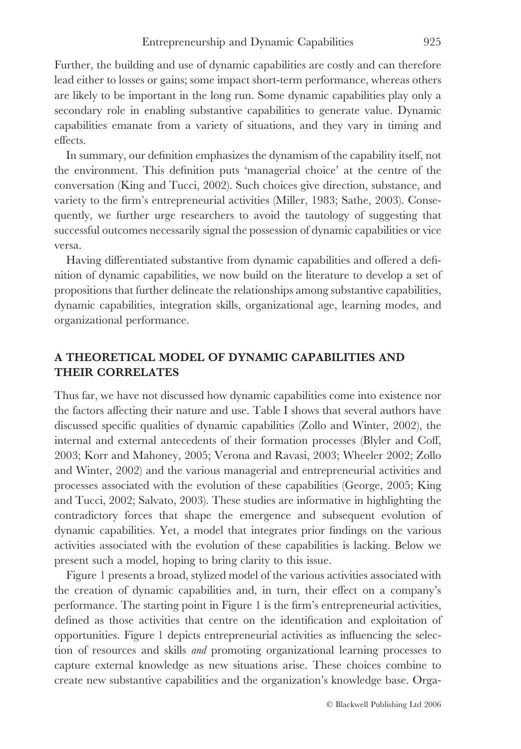Further, the building and use of dynamic capabilities are costly and can therefore lead either to losses or gains; some impact short-term performance, whereas others are likely to be important in the long run. Some dynamic capabilities play only a secondary role in enabling substantive capabilities to generate value. Dynamic capabilities emanate from a variety of situations, and they vary in timing and effects.

In summary, our definition emphasizes the dynamism of the capability itself, not the environment. This definition puts 'managerial choice' at the centre of the conversation (King and Tucci, 2002). Such choices give direction, substance, and variety to the firm's entrepreneurial activities (Miller, 1983; Sathe, 2003). Consequently, we further urge researchers to avoid the tautology of suggesting that successful outcomes necessarily signal the possession of dynamic capabilities or vice versa.

Having differentiated substantive from dynamic capabilities and offered a definition of dynamic capabilities, we now build on the literature to develop a set of propositions that further delineate the relationships among substantive capabilities, dynamic capabilities, integration skills, organizational age, learning modes, and organizational performance.

## A THEORETICAL MODEL OF DYNAMIC CAPABILITIES AND THEIR CORRELATES

Thus far, we have not discussed how dynamic capabilities come into existence nor the factors affecting their nature and use. Table I shows that several authors have discussed specific qualities of dynamic capabilities (Zollo and Winter, 2002), the internal and external antecedents of their formation processes (Blyler and Coff, 2003; Korr and Mahoney, 2005; Verona and Ravasi, 2003; Wheeler 2002; Zollo and Winter, 2002) and the various managerial and entrepreneurial activities and processes associated with the evolution of these capabilities (George, 2005; King and Tucci, 2002; Salvato, 2003). These studies are informative in highlighting the contradictory forces that shape the emergence and subsequent evolution of dynamic capabilities. Yet, a model that integrates prior findings on the various activities associated with the evolution of these capabilities is lacking. Below we present such a model, hoping to bring clarity to this issue.

Figure 1 presents a broad, stylized model of the various activities associated with the creation of dynamic capabilities and, in turn, their effect on a company's performance. The starting point in Figure 1 is the firm's entrepreneurial activities, defined as those activities that centre on the identification and exploitation of opportunities. Figure 1 depicts entrepreneurial activities as influencing the selection of resources and skills *and* promoting organizational learning processes to capture external knowledge as new situations arise. These choices combine to create new substantive capabilities and the organization's knowledge base. Orga-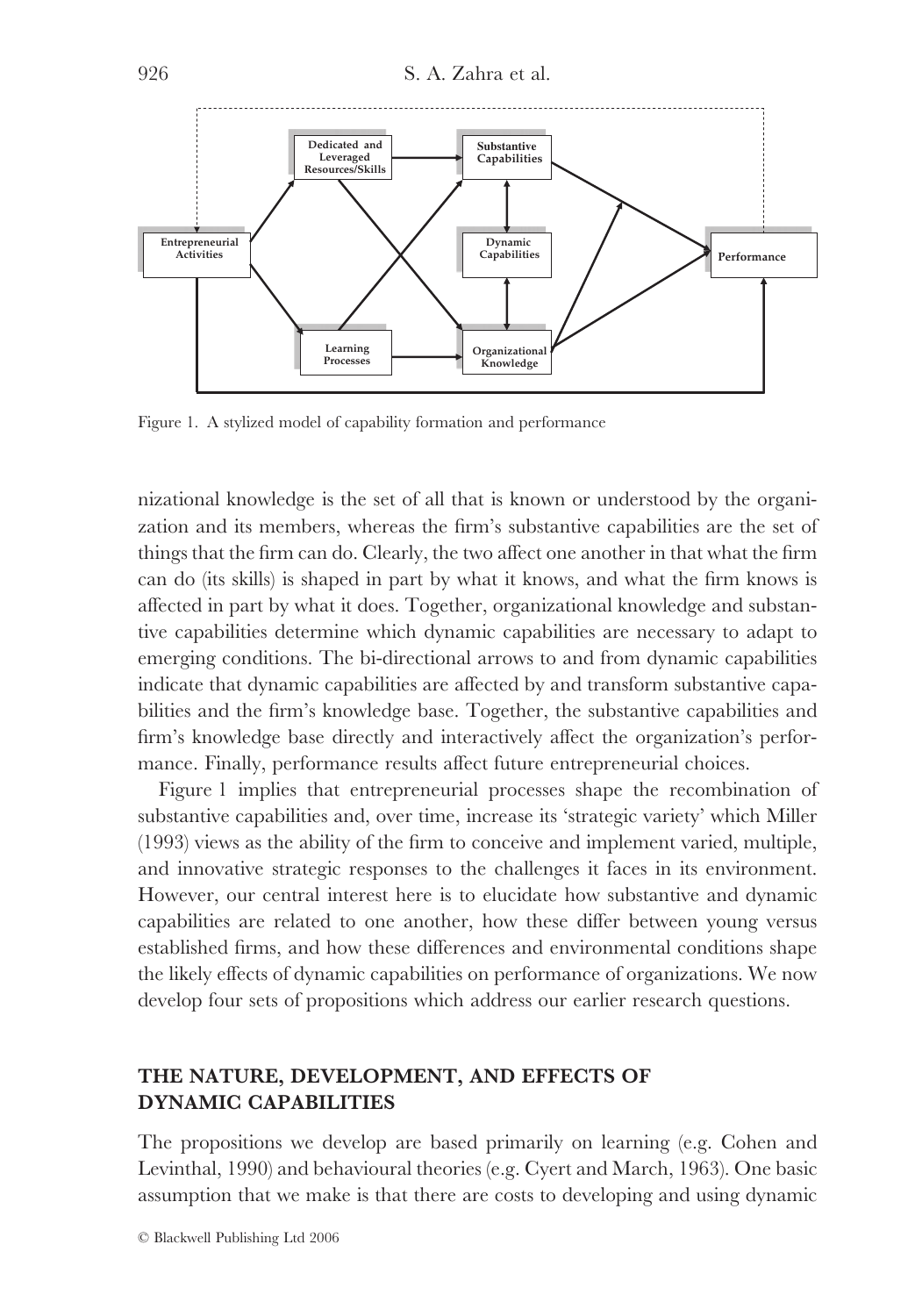Figure 1. A stylized model of capability formation and performance

nizational knowledge is the set of all that is known or understood by the organization and its members, whereas the firm's substantive capabilities are the set of things that the firm can do. Clearly, the two affect one another in that what the firm can do (its skills) is shaped in part by what it knows, and what the firm knows is affected in part by what it does. Together, organizational knowledge and substantive capabilities determine which dynamic capabilities are necessary to adapt to emerging conditions. The bi-directional arrows to and from dynamic capabilities indicate that dynamic capabilities are affected by and transform substantive capabilities and the firm's knowledge base. Together, the substantive capabilities and firm's knowledge base directly and interactively affect the organization's performance. Finally, performance results affect future entrepreneurial choices.

Figure 1 implies that entrepreneurial processes shape the recombination of substantive capabilities and, over time, increase its 'strategic variety' which Miller (1993) views as the ability of the firm to conceive and implement varied, multiple, and innovative strategic responses to the challenges it faces in its environment. However, our central interest here is to elucidate how substantive and dynamic capabilities are related to one another, how these differ between young versus established firms, and how these differences and environmental conditions shape the likely effects of dynamic capabilities on performance of organizations. We now develop four sets of propositions which address our earlier research questions.

## THE NATURE, DEVELOPMENT, AND EFFECTS OF DYNAMIC CAPABILITIES

The propositions we develop are based primarily on learning (e.g. Cohen and Levinthal, 1990) and behavioural theories (e.g. Cyert and March, 1963). One basic assumption that we make is that there are costs to developing and using dynamic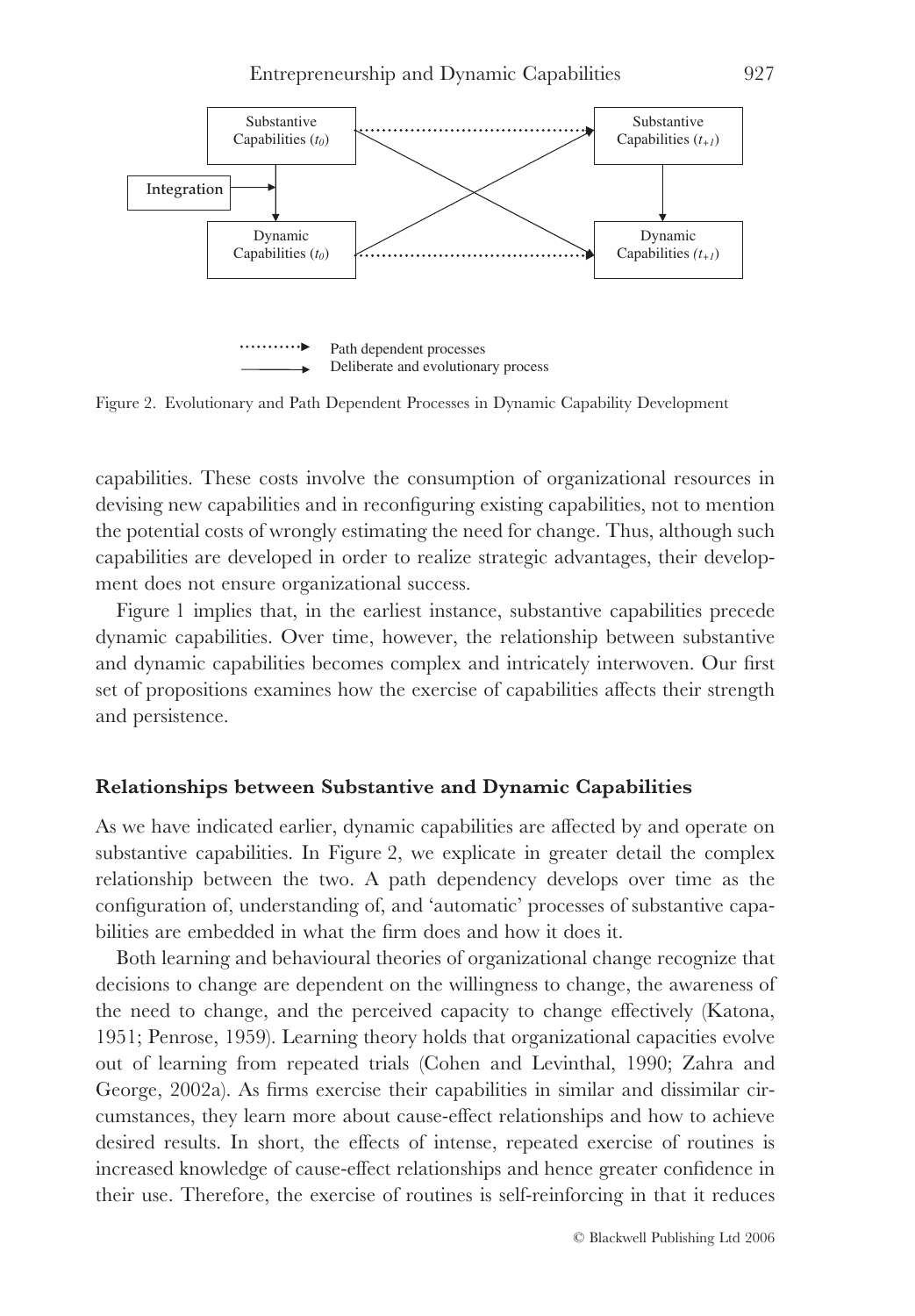Figure 2. Evolutionary and Path Dependent Processes in Dynamic Capability Development

capabilities. These costs involve the consumption of organizational resources in devising new capabilities and in reconfiguring existing capabilities, not to mention the potential costs of wrongly estimating the need for change. Thus, although such capabilities are developed in order to realize strategic advantages, their development does not ensure organizational success.

Figure 1 implies that, in the earliest instance, substantive capabilities precede dynamic capabilities. Over time, however, the relationship between substantive and dynamic capabilities becomes complex and intricately interwoven. Our first set of propositions examines how the exercise of capabilities affects their strength and persistence.

### Relationships between Substantive and Dynamic Capabilities

As we have indicated earlier, dynamic capabilities are affected by and operate on substantive capabilities. In Figure 2, we explicate in greater detail the complex relationship between the two. A path dependency develops over time as the configuration of, understanding of, and 'automatic' processes of substantive capabilities are embedded in what the firm does and how it does it.

Both learning and behavioural theories of organizational change recognize that decisions to change are dependent on the willingness to change, the awareness of the need to change, and the perceived capacity to change effectively (Katona, 1951; Penrose, 1959). Learning theory holds that organizational capacities evolve out of learning from repeated trials (Cohen and Levinthal, 1990; Zahra and George, 2002a). As firms exercise their capabilities in similar and dissimilar circumstances, they learn more about cause-effect relationships and how to achieve desired results. In short, the effects of intense, repeated exercise of routines is increased knowledge of cause-effect relationships and hence greater confidence in their use. Therefore, the exercise of routines is self-reinforcing in that it reduces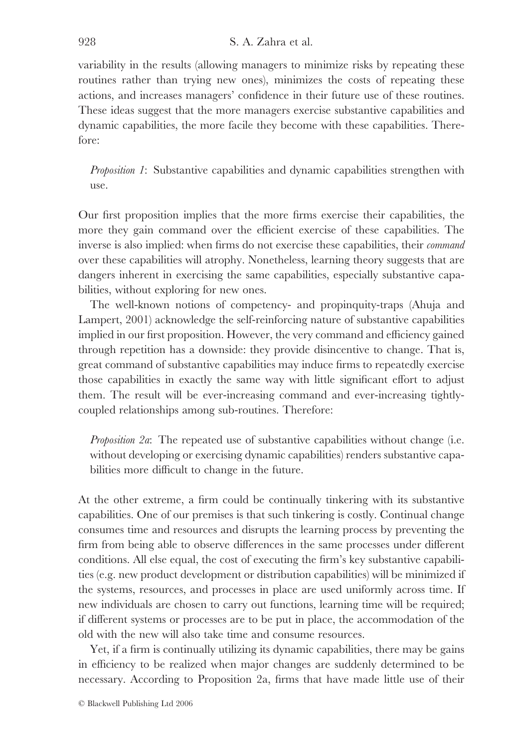variability in the results (allowing managers to minimize risks by repeating these routines rather than trying new ones), minimizes the costs of repeating these actions, and increases managers' confidence in their future use of these routines. These ideas suggest that the more managers exercise substantive capabilities and dynamic capabilities, the more facile they become with these capabilities. Therefore:

> *Proposition 1*: Substantive capabilities and dynamic capabilities strengthen with use.

Our first proposition implies that the more firms exercise their capabilities, the more they gain command over the efficient exercise of these capabilities. The inverse is also implied: when firms do not exercise these capabilities, their *command* over these capabilities will atrophy. Nonetheless, learning theory suggests that are dangers inherent in exercising the same capabilities, especially substantive capabilities, without exploring for new ones.

The well-known notions of competency- and propinquity-traps (Ahuja and Lampert, 2001) acknowledge the self-reinforcing nature of substantive capabilities implied in our first proposition. However, the very command and efficiency gained through repetition has a downside: they provide disincentive to change. That is, great command of substantive capabilities may induce firms to repeatedly exercise those capabilities in exactly the same way with little significant effort to adjust them. The result will be ever-increasing command and ever-increasing tightly-coupled relationships among sub-routines. Therefore:

> *Proposition 2a*: The repeated use of substantive capabilities without change (i.e. without developing or exercising dynamic capabilities) renders substantive capabilities more difficult to change in the future.

At the other extreme, a firm could be continually tinkering with its substantive capabilities. One of our premises is that such tinkering is costly. Continual change consumes time and resources and disrupts the learning process by preventing the firm from being able to observe differences in the same processes under different conditions. All else equal, the cost of executing the firm's key substantive capabilities (e.g. new product development or distribution capabilities) will be minimized if the systems, resources, and processes in place are used uniformly across time. If new individuals are chosen to carry out functions, learning time will be required; if different systems or processes are to be put in place, the accommodation of the old with the new will also take time and consume resources.

Yet, if a firm is continually utilizing its dynamic capabilities, there may be gains in efficiency to be realized when major changes are suddenly determined to be necessary. According to Proposition 2a, firms that have made little use of their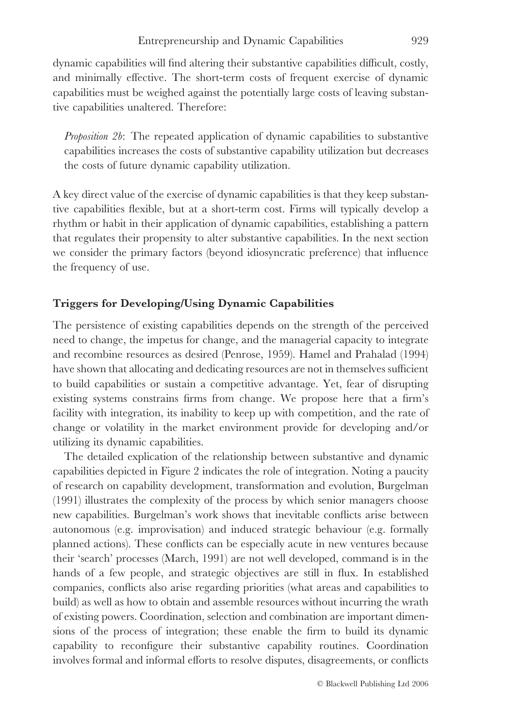dynamic capabilities will find altering their substantive capabilities difficult, costly, and minimally effective. The short-term costs of frequent exercise of dynamic capabilities must be weighed against the potentially large costs of leaving substantive capabilities unaltered. Therefore:

> *Proposition 2b*: The repeated application of dynamic capabilities to substantive capabilities increases the costs of substantive capability utilization but decreases the costs of future dynamic capability utilization.

A key direct value of the exercise of dynamic capabilities is that they keep substantive capabilities flexible, but at a short-term cost. Firms will typically develop a rhythm or habit in their application of dynamic capabilities, establishing a pattern that regulates their propensity to alter substantive capabilities. In the next section we consider the primary factors (beyond idiosyncratic preference) that influence the frequency of use.

### Triggers for Developing/Using Dynamic Capabilities

The persistence of existing capabilities depends on the strength of the perceived need to change, the impetus for change, and the managerial capacity to integrate and recombine resources as desired (Penrose, 1959). Hamel and Prahalad (1994) have shown that allocating and dedicating resources are not in themselves sufficient to build capabilities or sustain a competitive advantage. Yet, fear of disrupting existing systems constrains firms from change. We propose here that a firm's facility with integration, its inability to keep up with competition, and the rate of change or volatility in the market environment provide for developing and/or utilizing its dynamic capabilities.

The detailed explication of the relationship between substantive and dynamic capabilities depicted in Figure 2 indicates the role of integration. Noting a paucity of research on capability development, transformation and evolution, Burgelman (1991) illustrates the complexity of the process by which senior managers choose new capabilities. Burgelman's work shows that inevitable conflicts arise between autonomous (e.g. improvisation) and induced strategic behaviour (e.g. formally planned actions). These conflicts can be especially acute in new ventures because their 'search' processes (March, 1991) are not well developed, command is in the hands of a few people, and strategic objectives are still in flux. In established companies, conflicts also arise regarding priorities (what areas and capabilities to build) as well as how to obtain and assemble resources without incurring the wrath of existing powers. Coordination, selection and combination are important dimensions of the process of integration; these enable the firm to build its dynamic capability to reconfigure their substantive capability routines. Coordination involves formal and informal efforts to resolve disputes, disagreements, or conflicts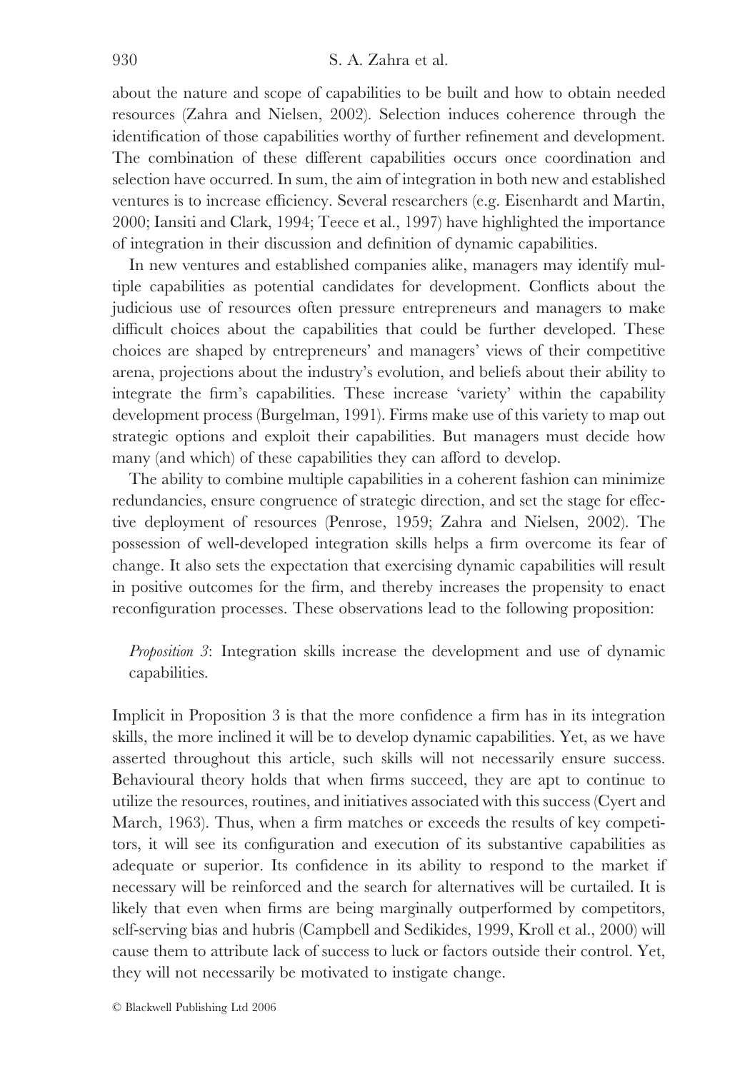about the nature and scope of capabilities to be built and how to obtain needed resources (Zahra and Nielsen, 2002). Selection induces coherence through the identification of those capabilities worthy of further refinement and development. The combination of these different capabilities occurs once coordination and selection have occurred. In sum, the aim of integration in both new and established ventures is to increase efficiency. Several researchers (e.g. Eisenhardt and Martin, 2000; Iansiti and Clark, 1994; Teece et al., 1997) have highlighted the importance of integration in their discussion and definition of dynamic capabilities.

In new ventures and established companies alike, managers may identify multiple capabilities as potential candidates for development. Conflicts about the judicious use of resources often pressure entrepreneurs and managers to make difficult choices about the capabilities that could be further developed. These choices are shaped by entrepreneurs' and managers' views of their competitive arena, projections about the industry's evolution, and beliefs about their ability to integrate the firm's capabilities. These increase 'variety' within the capability development process (Burgelman, 1991). Firms make use of this variety to map out strategic options and exploit their capabilities. But managers must decide how many (and which) of these capabilities they can afford to develop.

The ability to combine multiple capabilities in a coherent fashion can minimize redundancies, ensure congruence of strategic direction, and set the stage for effective deployment of resources (Penrose, 1959; Zahra and Nielsen, 2002). The possession of well-developed integration skills helps a firm overcome its fear of change. It also sets the expectation that exercising dynamic capabilities will result in positive outcomes for the firm, and thereby increases the propensity to enact reconfiguration processes. These observations lead to the following proposition:

> *Proposition 3*: Integration skills increase the development and use of dynamic capabilities.

Implicit in Proposition 3 is that the more confidence a firm has in its integration skills, the more inclined it will be to develop dynamic capabilities. Yet, as we have asserted throughout this article, such skills will not necessarily ensure success. Behavioural theory holds that when firms succeed, they are apt to continue to utilize the resources, routines, and initiatives associated with this success (Cyert and March, 1963). Thus, when a firm matches or exceeds the results of key competitors, it will see its configuration and execution of its substantive capabilities as adequate or superior. Its confidence in its ability to respond to the market if necessary will be reinforced and the search for alternatives will be curtailed. It is likely that even when firms are being marginally outperformed by competitors, self-serving bias and hubris (Campbell and Sedikides, 1999, Kroll et al., 2000) will cause them to attribute lack of success to luck or factors outside their control. Yet, they will not necessarily be motivated to instigate change.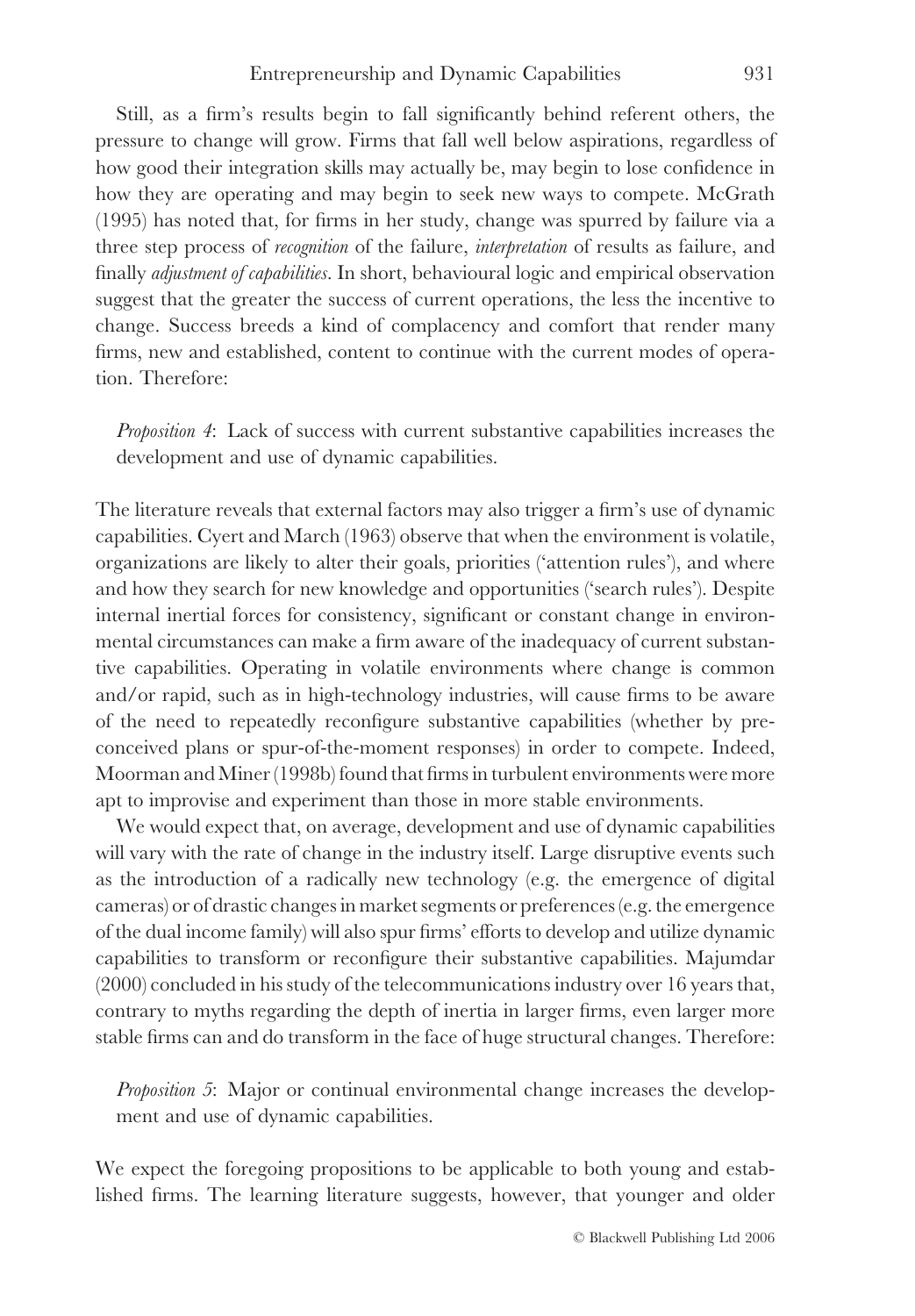Still, as a firm's results begin to fall significantly behind referent others, the pressure to change will grow. Firms that fall well below aspirations, regardless of how good their integration skills may actually be, may begin to lose confidence in how they are operating and may begin to seek new ways to compete. McGrath (1995) has noted that, for firms in her study, change was spurred by failure via a three step process of *recognition* of the failure, *interpretation* of results as failure, and finally *adjustment of capabilities*. In short, behavioural logic and empirical observation suggest that the greater the success of current operations, the less the incentive to change. Success breeds a kind of complacency and comfort that render many firms, new and established, content to continue with the current modes of operation. Therefore:

> *Proposition 4*: Lack of success with current substantive capabilities increases the development and use of dynamic capabilities.

The literature reveals that external factors may also trigger a firm's use of dynamic capabilities. Cyert and March (1963) observe that when the environment is volatile, organizations are likely to alter their goals, priorities ('attention rules'), and where and how they search for new knowledge and opportunities ('search rules'). Despite internal inertial forces for consistency, significant or constant change in environmental circumstances can make a firm aware of the inadequacy of current substantive capabilities. Operating in volatile environments where change is common and/or rapid, such as in high-technology industries, will cause firms to be aware of the need to repeatedly reconfigure substantive capabilities (whether by preconceived plans or spur-of-the-moment responses) in order to compete. Indeed, Moorman and Miner (1998b) found that firms in turbulent environments were more apt to improvise and experiment than those in more stable environments.

We would expect that, on average, development and use of dynamic capabilities will vary with the rate of change in the industry itself. Large disruptive events such as the introduction of a radically new technology (e.g. the emergence of digital cameras) or of drastic changes in market segments or preferences (e.g. the emergence of the dual income family) will also spur firms' efforts to develop and utilize dynamic capabilities to transform or reconfigure their substantive capabilities. Majumdar (2000) concluded in his study of the telecommunications industry over 16 years that, contrary to myths regarding the depth of inertia in larger firms, even larger more stable firms can and do transform in the face of huge structural changes. Therefore:

> *Proposition 5*: Major or continual environmental change increases the development and use of dynamic capabilities.

We expect the foregoing propositions to be applicable to both young and established firms. The learning literature suggests, however, that younger and older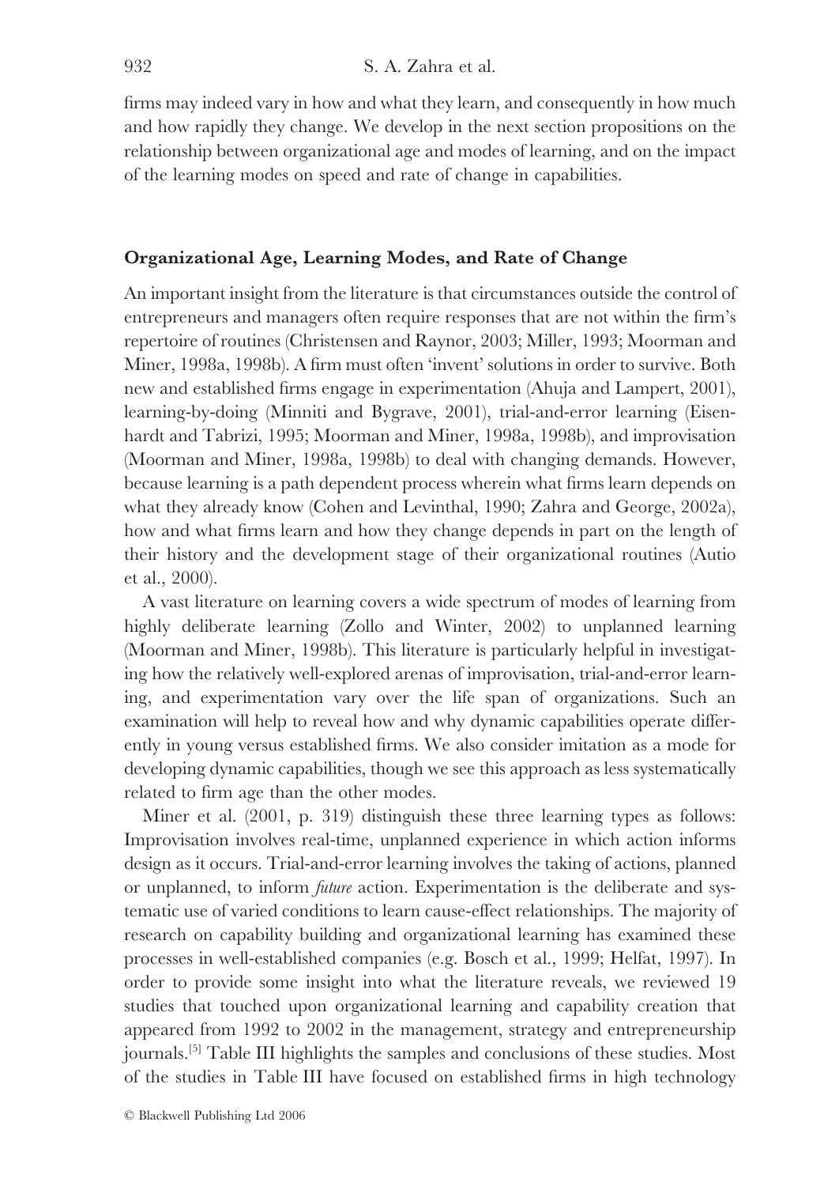firms may indeed vary in how and what they learn, and consequently in how much and how rapidly they change. We develop in the next section propositions on the relationship between organizational age and modes of learning, and on the impact of the learning modes on speed and rate of change in capabilities.

## Organizational Age, Learning Modes, and Rate of Change

An important insight from the literature is that circumstances outside the control of entrepreneurs and managers often require responses that are not within the firm's repertoire of routines (Christensen and Raynor, 2003; Miller, 1993; Moorman and Miner, 1998a, 1998b). A firm must often 'invent' solutions in order to survive. Both new and established firms engage in experimentation (Ahuja and Lampert, 2001), learning-by-doing (Minniti and Bygrave, 2001), trial-and-error learning (Eisenhardt and Tabrizi, 1995; Moorman and Miner, 1998a, 1998b), and improvisation (Moorman and Miner, 1998a, 1998b) to deal with changing demands. However, because learning is a path dependent process wherein what firms learn depends on what they already know (Cohen and Levinthal, 1990; Zahra and George, 2002a), how and what firms learn and how they change depends in part on the length of their history and the development stage of their organizational routines (Autio et al., 2000).

A vast literature on learning covers a wide spectrum of modes of learning from highly deliberate learning (Zollo and Winter, 2002) to unplanned learning (Moorman and Miner, 1998b). This literature is particularly helpful in investigating how the relatively well-explored arenas of improvisation, trial-and-error learning, and experimentation vary over the life span of organizations. Such an examination will help to reveal how and why dynamic capabilities operate differently in young versus established firms. We also consider imitation as a mode for developing dynamic capabilities, though we see this approach as less systematically related to firm age than the other modes.

Miner et al. (2001, p. 319) distinguish these three learning types as follows: Improvisation involves real-time, unplanned experience in which action informs design as it occurs. Trial-and-error learning involves the taking of actions, planned or unplanned, to inform *future* action. Experimentation is the deliberate and systematic use of varied conditions to learn cause-effect relationships. The majority of research on capability building and organizational learning has examined these processes in well-established companies (e.g. Bosch et al., 1999; Helfat, 1997). In order to provide some insight into what the literature reveals, we reviewed 19 studies that touched upon organizational learning and capability creation that appeared from 1992 to 2002 in the management, strategy and entrepreneurship journals.[5] Table III highlights the samples and conclusions of these studies. Most of the studies in Table III have focused on established firms in high technology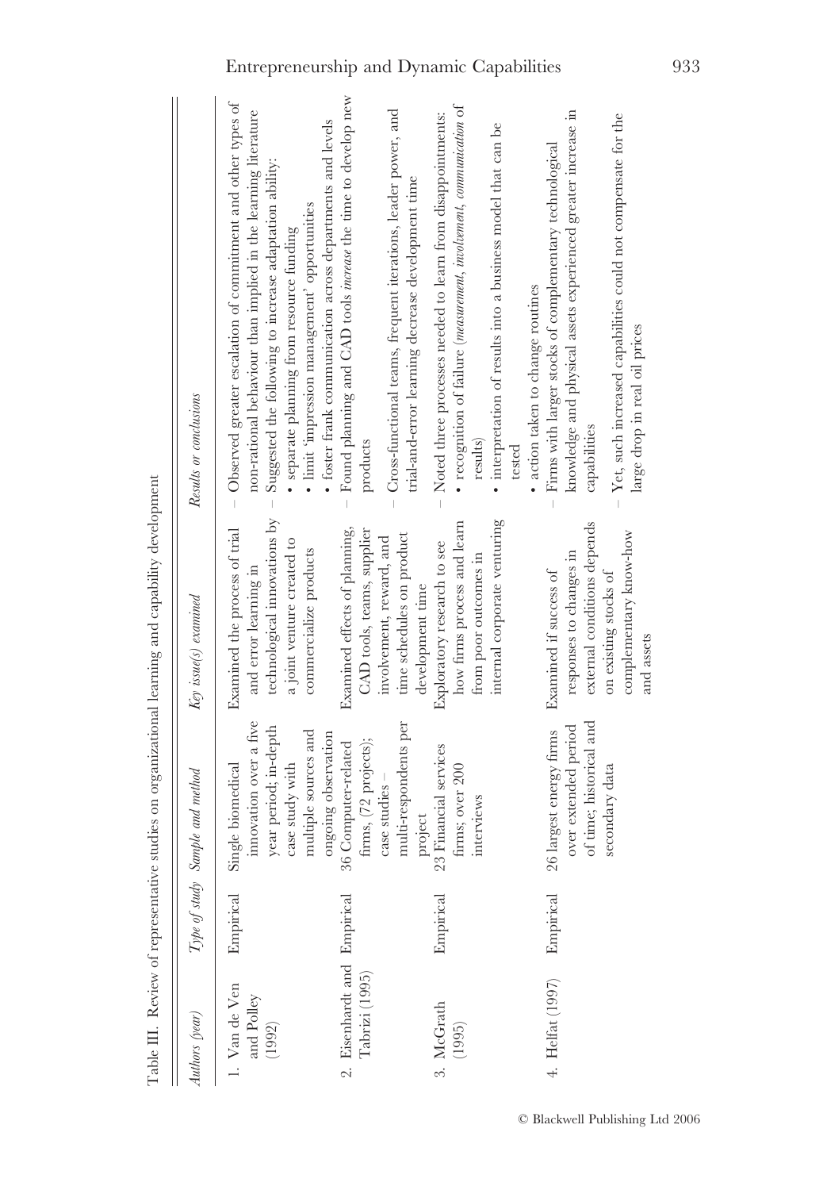Table III. Review of representative studies on organizational learning and capability development

| Authors (year) | Type of study | Sample and method | Key issue(s) examined | Results or conclusions |
|---|---|---|---|---|
| 1. Van de Ven and Polley (1992) | Empirical | Single biomedical innovation over a five year period; in-depth case study with multiple sources and ongoing observation | Examined the process of trial and error learning in technological innovations by a joint venture created to commercialize products | – Observed greater escalation of commitment and other types of non-rational behaviour than implied in the learning literature<br>– Suggested the following to increase adaptation ability:<br>• separate planning from resource funding<br>• limit 'impression management' opportunities<br>• foster frank communication across departments and levels |
| 2. Eisenhardt and Tabrizi (1995) | Empirical | 36 Computer-related firms, (72 projects); case studies – multi-respondents per project | Examined effects of planning, CAD tools, teams, supplier involvement, reward, and time schedules on product development time | – Found planning and CAD tools *increase* the time to develop new products<br>– Cross-functional teams, frequent iterations, leader power, and trial-and-error learning decrease development time |
| 3. McGrath (1995) | Empirical | 23 Financial services firms; over 200 interviews | Exploratory research to see how firms process and learn from poor outcomes in internal corporate venturing | – Noted three processes needed to learn from disappointments:<br>• recognition of failure (*measurement, involvement, communication* of results)<br>• interpretation of results into a business model that can be tested<br>• action taken to change routines |
| 4. Helfat (1997) | Empirical | 26 largest energy firms over extended period of time; historical and secondary data | Examined if success of responses to changes in external conditions depends on existing stocks of complementary know-how and assets | – Firms with larger stocks of complementary technological knowledge and physical assets experienced greater increase in capabilities<br>– Yet, such increased capabilities could not compensate for the large drop in real oil prices |

© Blackwell Publishing Ltd 2006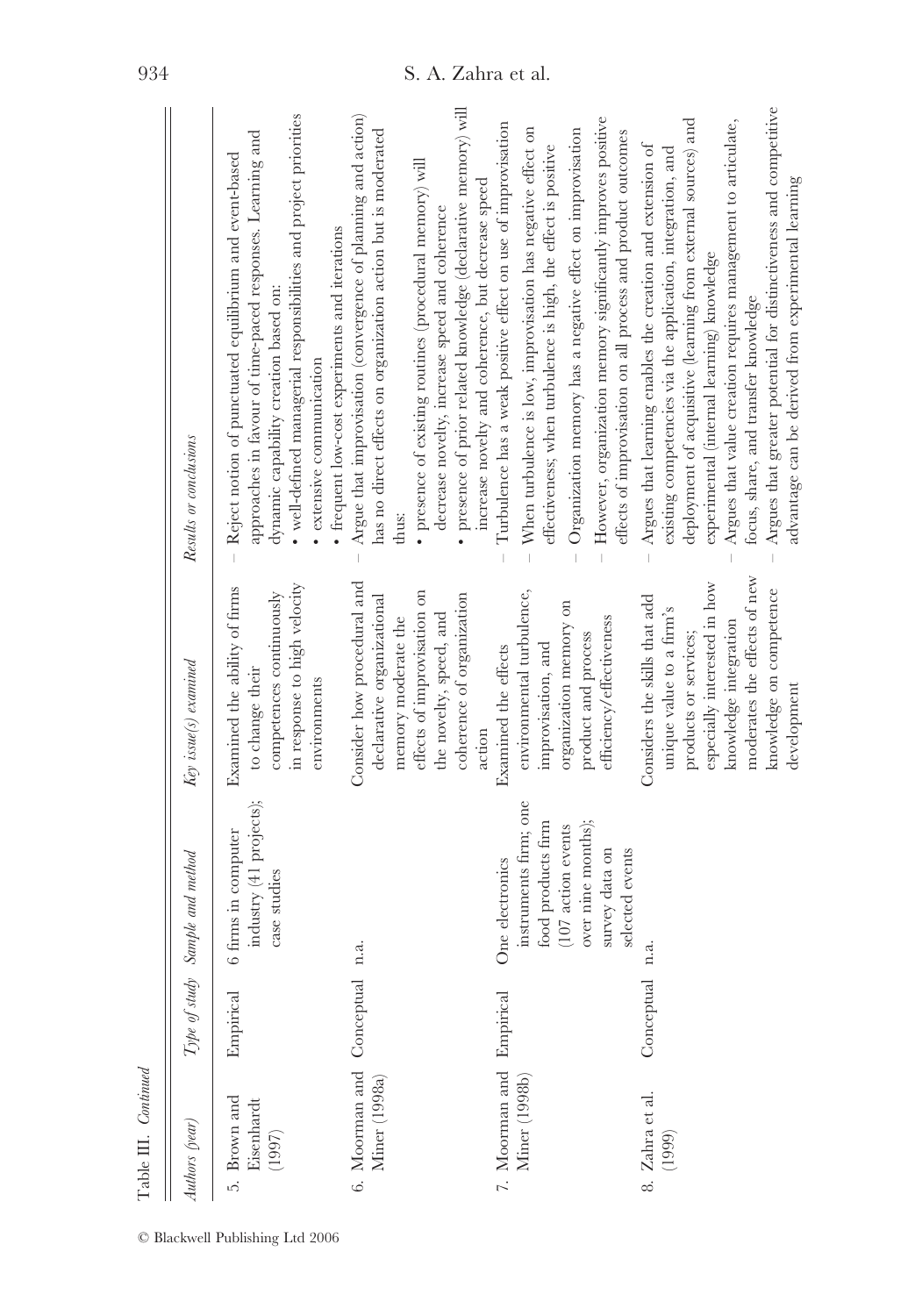Table III. *Continued*

| *Authors (year)* | *Type of study* | *Sample and method* | *Key issue(s) examined* | *Results or conclusions* |
|---|---|---|---|---|
| 5. Brown and Eisenhardt (1997) | Empirical | 6 firms in computer industry (41 projects); case studies | Examined the ability of firms to change their competences continuously in response to high velocity environments | – Reject notion of punctuated equilibrium and event-based approaches in favour of time-paced responses. Learning and dynamic capability creation based on: • well-defined managerial responsibilities and project priorities • extensive communication • frequent low-cost experiments and iterations |
| 6. Moorman and Miner (1998a) | Conceptual | n.a. | Consider how procedural and declarative organizational memory moderate the effects of improvisation on the novelty, speed, and coherence of organization action | – Argue that improvisation (convergence of planning and action) has no direct effects on organization action but is moderated thus: • presence of existing routines (procedural memory) will decrease novelty, increase speed and coherence • presence of prior related knowledge (declarative memory) will increase novelty and coherence, but decrease speed |
| 7. Moorman and Miner (1998b) | Empirical | One electronics instruments firm; one food products firm (107 action events over nine months); survey data on selected events | Examined the effects environmental turbulence, improvisation, and organization memory on product and process efficiency/effectiveness | – Turbulence has a weak positive effect on use of improvisation – When turbulence is low, improvisation has negative effect on effectiveness; when turbulence is high, the effect is positive – Organization memory has a negative effect on improvisation – However, organization memory significantly improves positive effects of improvisation on all process and product outcomes |
| 8. Zahra et al. (1999) | Conceptual | n.a. | Considers the skills that add unique value to a firm's products or services; especially interested in how knowledge integration moderates the effects of new knowledge on competence development | – Argues that learning enables the creation and extension of existing competencies via the application, integration, and deployment of acquisitive (learning from external sources) and experimental (internal learning) knowledge – Argues that value creation requires management to articulate, focus, share, and transfer knowledge – Argues that greater potential for distinctiveness and competitive advantage can be derived from experimental learning |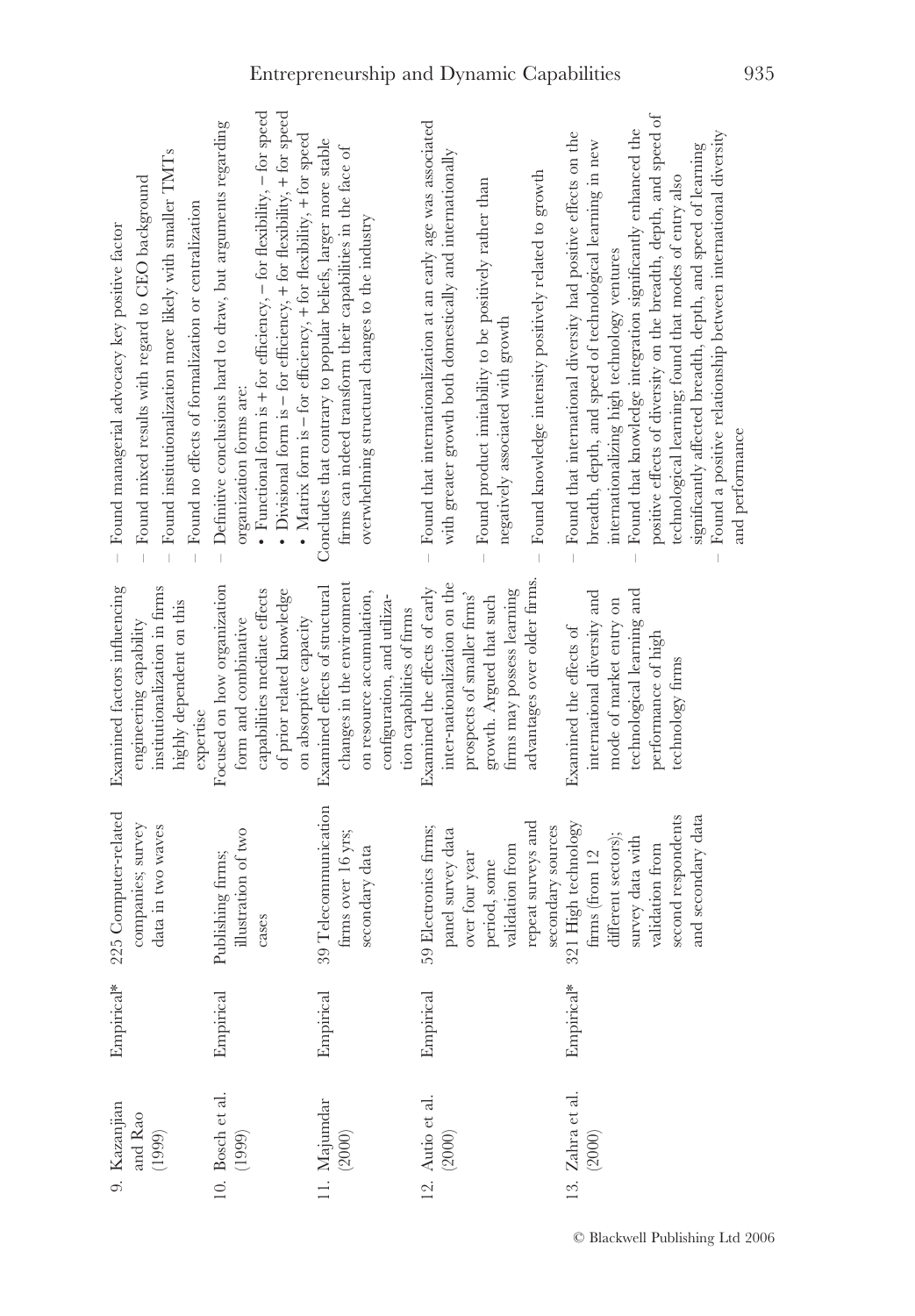| | | | | |
|---|---|---|---|---|
| 9. Kazanjian and Rao (1999) | Empirical* | 225 Computer-related companies; survey data in two waves | Examined factors influencing engineering capability institutionalization in firms highly dependent on this expertise | – Found managerial advocacy key positive factor<br>– Found mixed results with regard to CEO background<br>– Found institutionalization more likely with smaller TMTs<br>– Found no effects of formalization or centralization |
| 10. Bosch et al. (1999) | Empirical | Publishing firms; illustration of two cases | Focused on how organization form and combinative capabilities mediate effects of prior related knowledge on absorptive capacity | – Definitive conclusions hard to draw, but arguments regarding organization forms are:<br>• Functional form is + for efficiency, – for flexibility, – for speed<br>• Divisional form is – for efficiency, + for flexibility, + for speed<br>• Matrix form is – for efficiency, + for flexibility, + for speed |
| 11. Majumdar (2000) | Empirical | 39 Telecommunication firms over 16 yrs; secondary data | Examined effects of structural changes in the environment on resource accumulation, configuration, and utilization capabilities of firms | Concludes that contrary to popular beliefs, larger more stable firms can indeed transform their capabilities in the face of overwhelming structural changes to the industry |
| 12. Autio et al. (2000) | Empirical | 59 Electronics firms; panel survey data over four year period, some validation from repeat surveys and secondary sources | Examined the effects of early inter-nationalization on the prospects of smaller firms' growth. Argued that such firms may possess learning advantages over older firms. | – Found that internationalization at an early age was associated with greater growth both domestically and internationally<br>– Found product imitability to be positively rather than negatively associated with growth<br>– Found knowledge intensity positively related to growth |
| 13. Zahra et al. (2000) | Empirical* | 321 High technology firms (from 12 different sectors); survey data with validation from second respondents and secondary data | Examined the effects of international diversity and mode of market entry on technological learning and performance of high technology firms | – Found that international diversity had positive effects on the breadth, depth, and speed of technological learning in new internationalizing high technology ventures<br>– Found that knowledge integration significantly enhanced the positive effects of diversity on the breadth, depth, and speed of technological learning; found that modes of entry also significantly affected breadth, depth, and speed of learning<br>– Found a positive relationship between international diversity and performance |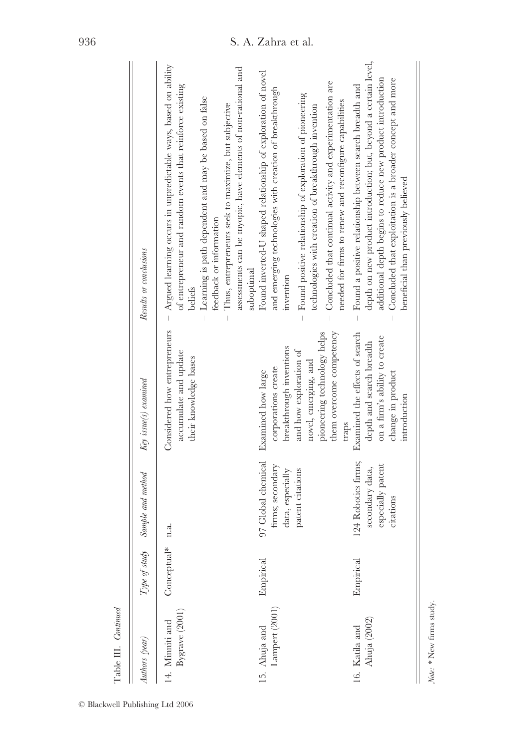Table III. *Continued*

| *Authors (year)* | *Type of study* | *Sample and method* | *Key issue(s) examined* | *Results or conclusions* |
|---|---|---|---|---|
| 14. Minniti and Bygrave (2001) | Conceptual* | n.a. | Considered how entrepreneurs accumulate and update their knowledge bases | – Argued learning occurs in unpredictable ways, based on ability of entrepreneur and random events that reinforce existing beliefs<br>– Learning is path dependent and may be based on false feedback or information<br>– Thus, entrepreneurs seek to maximize, but subjective assessments can be myopic, have elements of non-rational and suboptimal |
| 15. Ahuja and Lampert (2001) | Empirical | 97 Global chemical firms; secondary data, especially patent citations | Examined how large corporations create breakthrough inventions and how exploration of novel, emerging, and pioneering technology helps them overcome competency traps | – Found inverted-U shaped relationship of exploration of novel and emerging technologies with creation of breakthrough invention<br>– Found positive relationship of exploration of pioneering technologies with creation of breakthrough invention<br>– Concluded that continual activity and experimentation are needed for firms to renew and reconfigure capabilities |
| 16. Katila and Ahuja (2002) | Empirical | 124 Robotics firms; secondary data, especially patent citations | Examined the effects of search depth and search breadth on a firm's ability to create change in product introduction | – Found a positive relationship between search breadth and depth on new product introduction; but, beyond a certain level, additional depth begins to reduce new product introduction<br>– Concluded that exploitation is a broader concept and more beneficial than previously believed |

*Note:* * New firms study.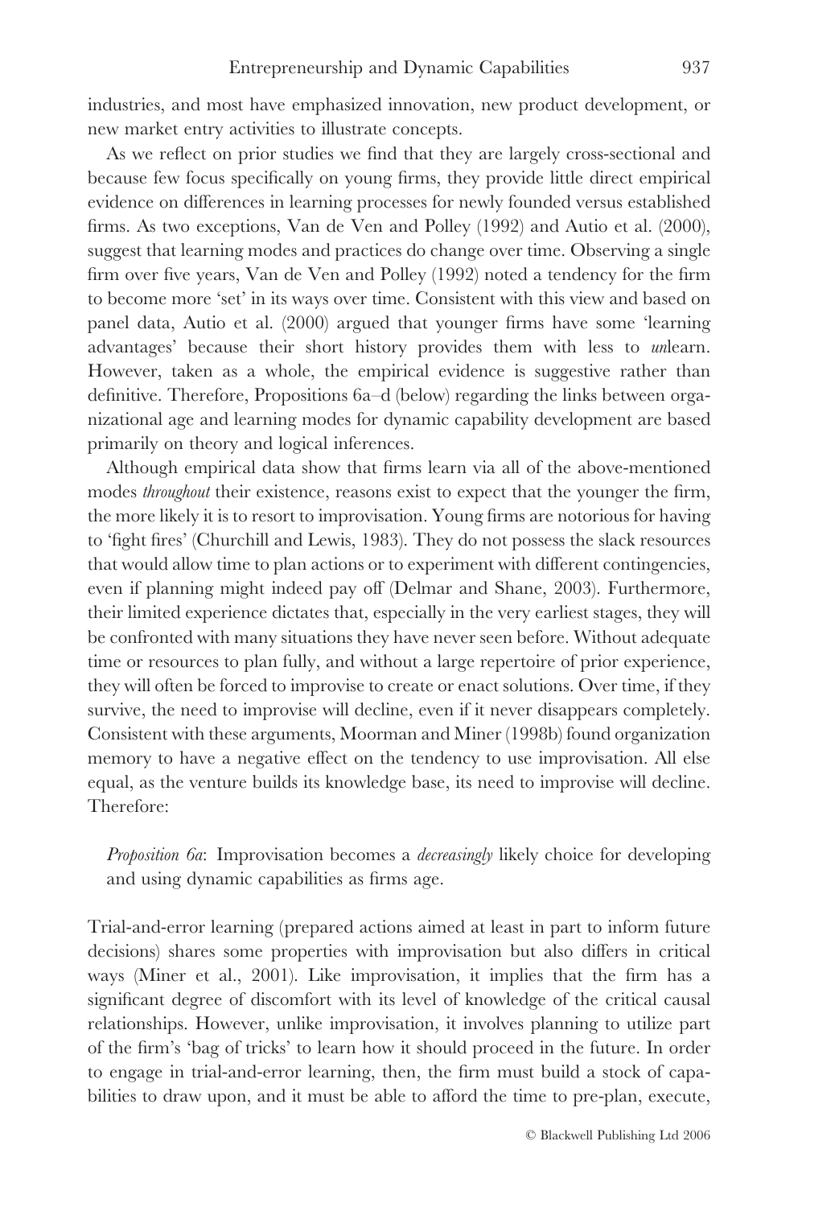industries, and most have emphasized innovation, new product development, or new market entry activities to illustrate concepts.

As we reflect on prior studies we find that they are largely cross-sectional and because few focus specifically on young firms, they provide little direct empirical evidence on differences in learning processes for newly founded versus established firms. As two exceptions, Van de Ven and Polley (1992) and Autio et al. (2000), suggest that learning modes and practices do change over time. Observing a single firm over five years, Van de Ven and Polley (1992) noted a tendency for the firm to become more 'set' in its ways over time. Consistent with this view and based on panel data, Autio et al. (2000) argued that younger firms have some 'learning advantages' because their short history provides them with less to *un*learn. However, taken as a whole, the empirical evidence is suggestive rather than definitive. Therefore, Propositions 6a–d (below) regarding the links between organizational age and learning modes for dynamic capability development are based primarily on theory and logical inferences.

Although empirical data show that firms learn via all of the above-mentioned modes *throughout* their existence, reasons exist to expect that the younger the firm, the more likely it is to resort to improvisation. Young firms are notorious for having to 'fight fires' (Churchill and Lewis, 1983). They do not possess the slack resources that would allow time to plan actions or to experiment with different contingencies, even if planning might indeed pay off (Delmar and Shane, 2003). Furthermore, their limited experience dictates that, especially in the very earliest stages, they will be confronted with many situations they have never seen before. Without adequate time or resources to plan fully, and without a large repertoire of prior experience, they will often be forced to improvise to create or enact solutions. Over time, if they survive, the need to improvise will decline, even if it never disappears completely. Consistent with these arguments, Moorman and Miner (1998b) found organization memory to have a negative effect on the tendency to use improvisation. All else equal, as the venture builds its knowledge base, its need to improvise will decline. Therefore:

> *Proposition 6a*: Improvisation becomes a *decreasingly* likely choice for developing and using dynamic capabilities as firms age.

Trial-and-error learning (prepared actions aimed at least in part to inform future decisions) shares some properties with improvisation but also differs in critical ways (Miner et al., 2001). Like improvisation, it implies that the firm has a significant degree of discomfort with its level of knowledge of the critical causal relationships. However, unlike improvisation, it involves planning to utilize part of the firm's 'bag of tricks' to learn how it should proceed in the future. In order to engage in trial-and-error learning, then, the firm must build a stock of capabilities to draw upon, and it must be able to afford the time to pre-plan, execute,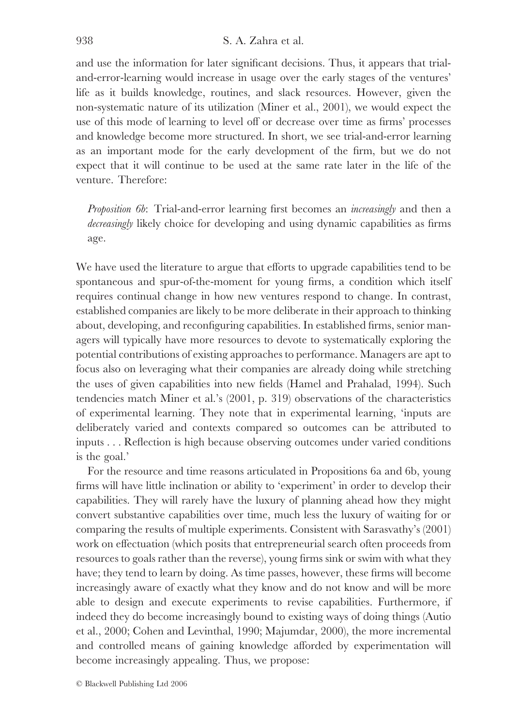and use the information for later significant decisions. Thus, it appears that trial-and-error-learning would increase in usage over the early stages of the ventures' life as it builds knowledge, routines, and slack resources. However, given the non-systematic nature of its utilization (Miner et al., 2001), we would expect the use of this mode of learning to level off or decrease over time as firms' processes and knowledge become more structured. In short, we see trial-and-error learning as an important mode for the early development of the firm, but we do not expect that it will continue to be used at the same rate later in the life of the venture. Therefore:

> *Proposition 6b*: Trial-and-error learning first becomes an *increasingly* and then a *decreasingly* likely choice for developing and using dynamic capabilities as firms age.

We have used the literature to argue that efforts to upgrade capabilities tend to be spontaneous and spur-of-the-moment for young firms, a condition which itself requires continual change in how new ventures respond to change. In contrast, established companies are likely to be more deliberate in their approach to thinking about, developing, and reconfiguring capabilities. In established firms, senior managers will typically have more resources to devote to systematically exploring the potential contributions of existing approaches to performance. Managers are apt to focus also on leveraging what their companies are already doing while stretching the uses of given capabilities into new fields (Hamel and Prahalad, 1994). Such tendencies match Miner et al.'s (2001, p. 319) observations of the characteristics of experimental learning. They note that in experimental learning, 'inputs are deliberately varied and contexts compared so outcomes can be attributed to inputs . . . Reflection is high because observing outcomes under varied conditions is the goal.'

For the resource and time reasons articulated in Propositions 6a and 6b, young firms will have little inclination or ability to 'experiment' in order to develop their capabilities. They will rarely have the luxury of planning ahead how they might convert substantive capabilities over time, much less the luxury of waiting for or comparing the results of multiple experiments. Consistent with Sarasvathy's (2001) work on effectuation (which posits that entrepreneurial search often proceeds from resources to goals rather than the reverse), young firms sink or swim with what they have; they tend to learn by doing. As time passes, however, these firms will become increasingly aware of exactly what they know and do not know and will be more able to design and execute experiments to revise capabilities. Furthermore, if indeed they do become increasingly bound to existing ways of doing things (Autio et al., 2000; Cohen and Levinthal, 1990; Majumdar, 2000), the more incremental and controlled means of gaining knowledge afforded by experimentation will become increasingly appealing. Thus, we propose: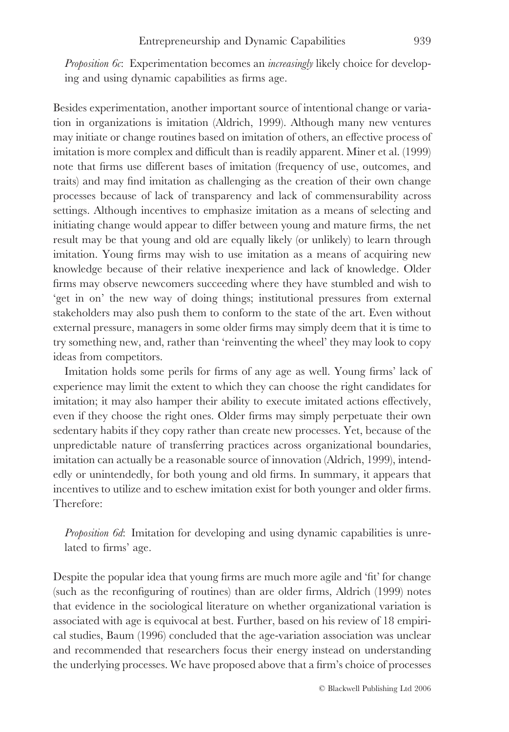*Proposition 6c*: Experimentation becomes an *increasingly* likely choice for developing and using dynamic capabilities as firms age.

Besides experimentation, another important source of intentional change or variation in organizations is imitation (Aldrich, 1999). Although many new ventures may initiate or change routines based on imitation of others, an effective process of imitation is more complex and difficult than is readily apparent. Miner et al. (1999) note that firms use different bases of imitation (frequency of use, outcomes, and traits) and may find imitation as challenging as the creation of their own change processes because of lack of transparency and lack of commensurability across settings. Although incentives to emphasize imitation as a means of selecting and initiating change would appear to differ between young and mature firms, the net result may be that young and old are equally likely (or unlikely) to learn through imitation. Young firms may wish to use imitation as a means of acquiring new knowledge because of their relative inexperience and lack of knowledge. Older firms may observe newcomers succeeding where they have stumbled and wish to 'get in on' the new way of doing things; institutional pressures from external stakeholders may also push them to conform to the state of the art. Even without external pressure, managers in some older firms may simply deem that it is time to try something new, and, rather than 'reinventing the wheel' they may look to copy ideas from competitors.

Imitation holds some perils for firms of any age as well. Young firms' lack of experience may limit the extent to which they can choose the right candidates for imitation; it may also hamper their ability to execute imitated actions effectively, even if they choose the right ones. Older firms may simply perpetuate their own sedentary habits if they copy rather than create new processes. Yet, because of the unpredictable nature of transferring practices across organizational boundaries, imitation can actually be a reasonable source of innovation (Aldrich, 1999), intendedly or unintendedly, for both young and old firms. In summary, it appears that incentives to utilize and to eschew imitation exist for both younger and older firms. Therefore:

*Proposition 6d*: Imitation for developing and using dynamic capabilities is unrelated to firms' age.

Despite the popular idea that young firms are much more agile and 'fit' for change (such as the reconfiguring of routines) than are older firms, Aldrich (1999) notes that evidence in the sociological literature on whether organizational variation is associated with age is equivocal at best. Further, based on his review of 18 empirical studies, Baum (1996) concluded that the age-variation association was unclear and recommended that researchers focus their energy instead on understanding the underlying processes. We have proposed above that a firm's choice of processes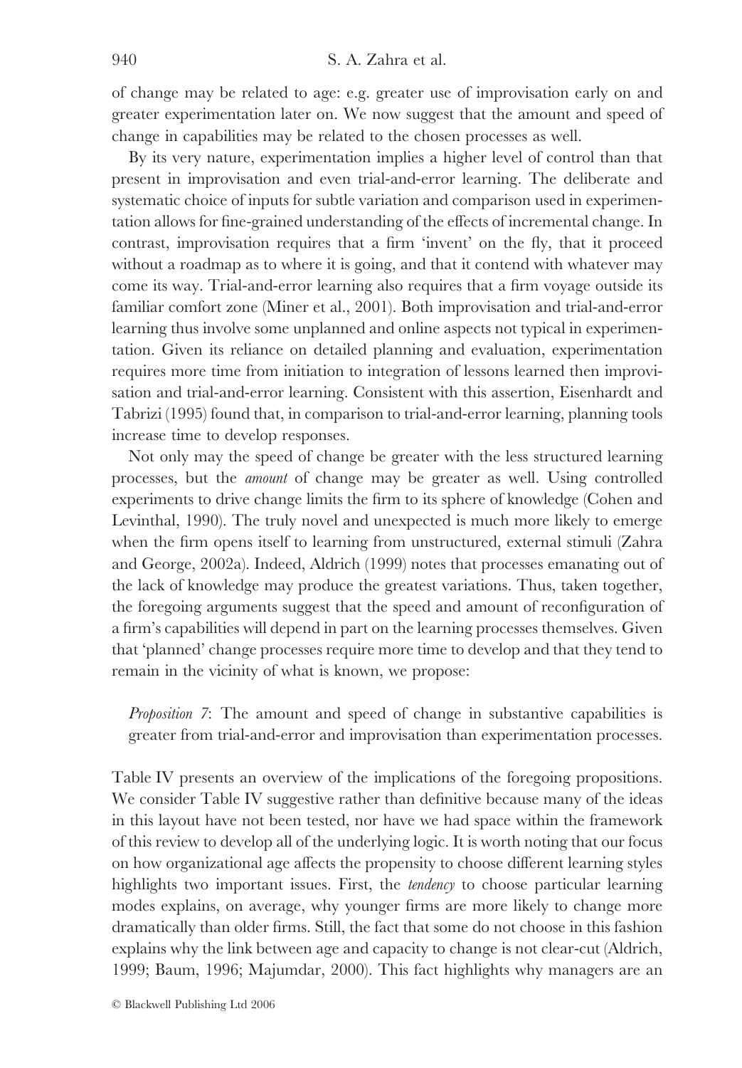of change may be related to age: e.g. greater use of improvisation early on and greater experimentation later on. We now suggest that the amount and speed of change in capabilities may be related to the chosen processes as well.

By its very nature, experimentation implies a higher level of control than that present in improvisation and even trial-and-error learning. The deliberate and systematic choice of inputs for subtle variation and comparison used in experimentation allows for fine-grained understanding of the effects of incremental change. In contrast, improvisation requires that a firm 'invent' on the fly, that it proceed without a roadmap as to where it is going, and that it contend with whatever may come its way. Trial-and-error learning also requires that a firm voyage outside its familiar comfort zone (Miner et al., 2001). Both improvisation and trial-and-error learning thus involve some unplanned and online aspects not typical in experimentation. Given its reliance on detailed planning and evaluation, experimentation requires more time from initiation to integration of lessons learned then improvisation and trial-and-error learning. Consistent with this assertion, Eisenhardt and Tabrizi (1995) found that, in comparison to trial-and-error learning, planning tools increase time to develop responses.

Not only may the speed of change be greater with the less structured learning processes, but the *amount* of change may be greater as well. Using controlled experiments to drive change limits the firm to its sphere of knowledge (Cohen and Levinthal, 1990). The truly novel and unexpected is much more likely to emerge when the firm opens itself to learning from unstructured, external stimuli (Zahra and George, 2002a). Indeed, Aldrich (1999) notes that processes emanating out of the lack of knowledge may produce the greatest variations. Thus, taken together, the foregoing arguments suggest that the speed and amount of reconfiguration of a firm's capabilities will depend in part on the learning processes themselves. Given that 'planned' change processes require more time to develop and that they tend to remain in the vicinity of what is known, we propose:

> *Proposition 7*: The amount and speed of change in substantive capabilities is greater from trial-and-error and improvisation than experimentation processes.

Table IV presents an overview of the implications of the foregoing propositions. We consider Table IV suggestive rather than definitive because many of the ideas in this layout have not been tested, nor have we had space within the framework of this review to develop all of the underlying logic. It is worth noting that our focus on how organizational age affects the propensity to choose different learning styles highlights two important issues. First, the *tendency* to choose particular learning modes explains, on average, why younger firms are more likely to change more dramatically than older firms. Still, the fact that some do not choose in this fashion explains why the link between age and capacity to change is not clear-cut (Aldrich, 1999; Baum, 1996; Majumdar, 2000). This fact highlights why managers are an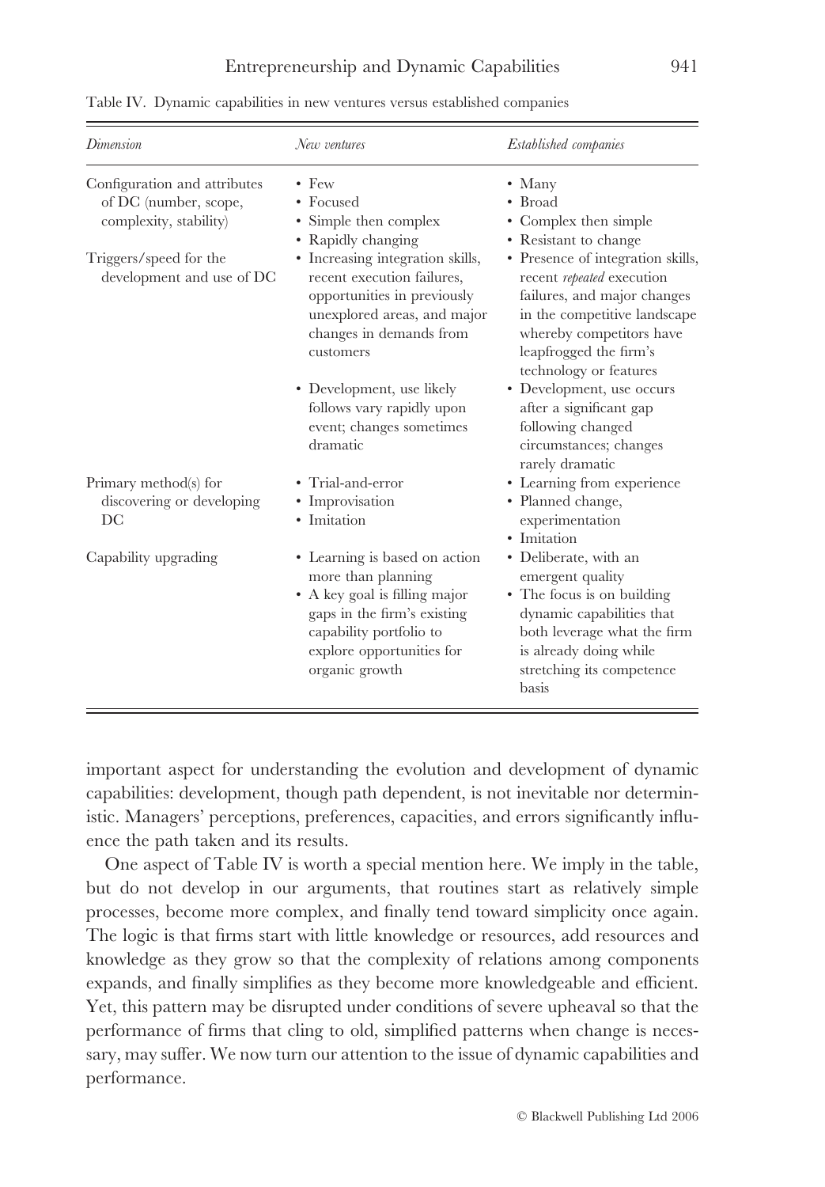Table IV. Dynamic capabilities in new ventures versus established companies

| *Dimension* | *New ventures* | *Established companies* |
|---|---|---|
| Configuration and attributes of DC (number, scope, complexity, stability) | • Few<br>• Focused<br>• Simple then complex<br>• Rapidly changing | • Many<br>• Broad<br>• Complex then simple<br>• Resistant to change |
| Triggers/speed for the development and use of DC | • Increasing integration skills, recent execution failures, opportunities in previously unexplored areas, and major changes in demands from customers<br>• Development, use likely follows vary rapidly upon event; changes sometimes dramatic | • Presence of integration skills, recent *repeated* execution failures, and major changes in the competitive landscape whereby competitors have leapfrogged the firm's technology or features<br>• Development, use occurs after a significant gap following changed circumstances; changes rarely dramatic |
| Primary method(s) for discovering or developing DC | • Trial-and-error<br>• Improvisation<br>• Imitation | • Learning from experience<br>• Planned change, experimentation<br>• Imitation |
| Capability upgrading | • Learning is based on action more than planning<br>• A key goal is filling major gaps in the firm's existing capability portfolio to explore opportunities for organic growth | • Deliberate, with an emergent quality<br>• The focus is on building dynamic capabilities that both leverage what the firm is already doing while stretching its competence basis |

important aspect for understanding the evolution and development of dynamic capabilities: development, though path dependent, is not inevitable nor deterministic. Managers' perceptions, preferences, capacities, and errors significantly influence the path taken and its results.

One aspect of Table IV is worth a special mention here. We imply in the table, but do not develop in our arguments, that routines start as relatively simple processes, become more complex, and finally tend toward simplicity once again. The logic is that firms start with little knowledge or resources, add resources and knowledge as they grow so that the complexity of relations among components expands, and finally simplifies as they become more knowledgeable and efficient. Yet, this pattern may be disrupted under conditions of severe upheaval so that the performance of firms that cling to old, simplified patterns when change is necessary, may suffer. We now turn our attention to the issue of dynamic capabilities and performance.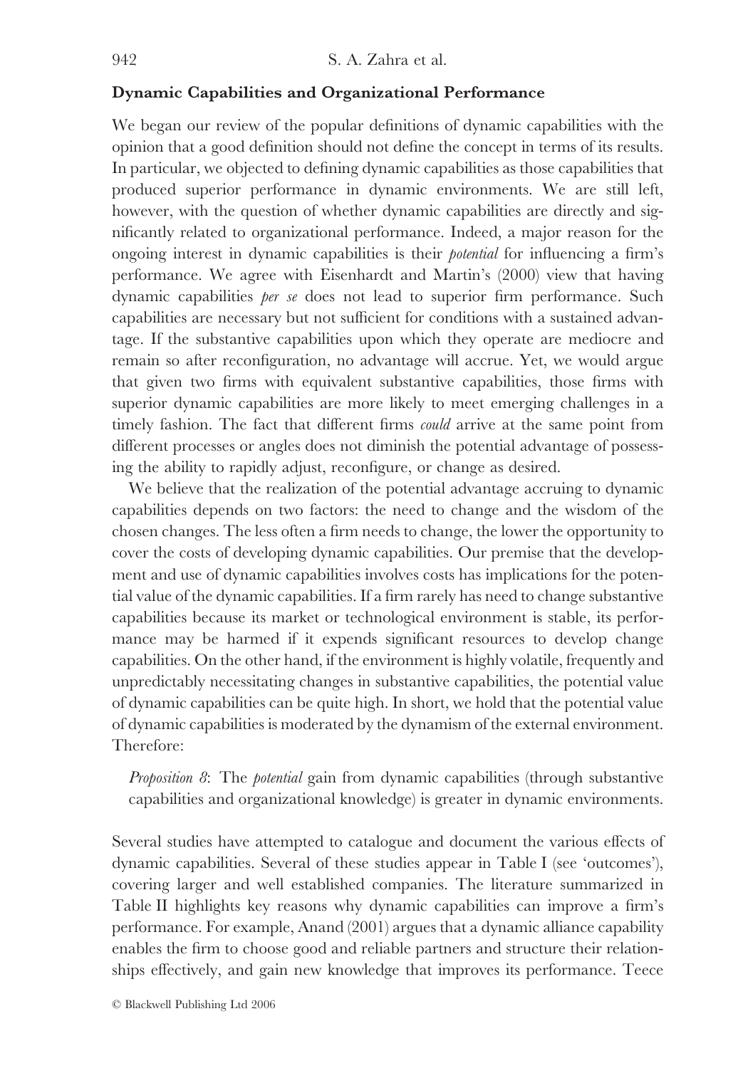### Dynamic Capabilities and Organizational Performance

We began our review of the popular definitions of dynamic capabilities with the opinion that a good definition should not define the concept in terms of its results. In particular, we objected to defining dynamic capabilities as those capabilities that produced superior performance in dynamic environments. We are still left, however, with the question of whether dynamic capabilities are directly and significantly related to organizational performance. Indeed, a major reason for the ongoing interest in dynamic capabilities is their *potential* for influencing a firm's performance. We agree with Eisenhardt and Martin's (2000) view that having dynamic capabilities *per se* does not lead to superior firm performance. Such capabilities are necessary but not sufficient for conditions with a sustained advantage. If the substantive capabilities upon which they operate are mediocre and remain so after reconfiguration, no advantage will accrue. Yet, we would argue that given two firms with equivalent substantive capabilities, those firms with superior dynamic capabilities are more likely to meet emerging challenges in a timely fashion. The fact that different firms *could* arrive at the same point from different processes or angles does not diminish the potential advantage of possessing the ability to rapidly adjust, reconfigure, or change as desired.

We believe that the realization of the potential advantage accruing to dynamic capabilities depends on two factors: the need to change and the wisdom of the chosen changes. The less often a firm needs to change, the lower the opportunity to cover the costs of developing dynamic capabilities. Our premise that the development and use of dynamic capabilities involves costs has implications for the potential value of the dynamic capabilities. If a firm rarely has need to change substantive capabilities because its market or technological environment is stable, its performance may be harmed if it expends significant resources to develop change capabilities. On the other hand, if the environment is highly volatile, frequently and unpredictably necessitating changes in substantive capabilities, the potential value of dynamic capabilities can be quite high. In short, we hold that the potential value of dynamic capabilities is moderated by the dynamism of the external environment. Therefore:

> *Proposition 8*: The *potential* gain from dynamic capabilities (through substantive capabilities and organizational knowledge) is greater in dynamic environments.

Several studies have attempted to catalogue and document the various effects of dynamic capabilities. Several of these studies appear in Table I (see 'outcomes'), covering larger and well established companies. The literature summarized in Table II highlights key reasons why dynamic capabilities can improve a firm's performance. For example, Anand (2001) argues that a dynamic alliance capability enables the firm to choose good and reliable partners and structure their relationships effectively, and gain new knowledge that improves its performance. Teece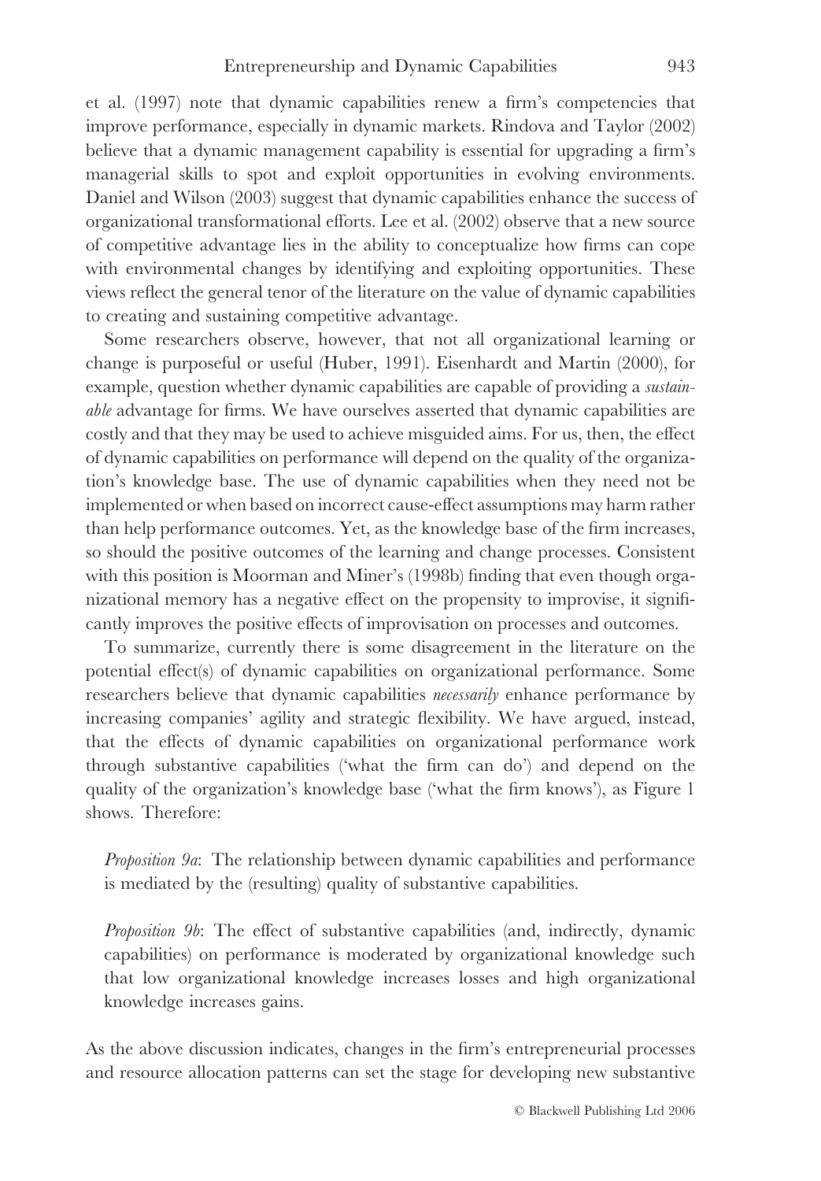et al. (1997) note that dynamic capabilities renew a firm's competencies that improve performance, especially in dynamic markets. Rindova and Taylor (2002) believe that a dynamic management capability is essential for upgrading a firm's managerial skills to spot and exploit opportunities in evolving environments. Daniel and Wilson (2003) suggest that dynamic capabilities enhance the success of organizational transformational efforts. Lee et al. (2002) observe that a new source of competitive advantage lies in the ability to conceptualize how firms can cope with environmental changes by identifying and exploiting opportunities. These views reflect the general tenor of the literature on the value of dynamic capabilities to creating and sustaining competitive advantage.

Some researchers observe, however, that not all organizational learning or change is purposeful or useful (Huber, 1991). Eisenhardt and Martin (2000), for example, question whether dynamic capabilities are capable of providing a *sustainable* advantage for firms. We have ourselves asserted that dynamic capabilities are costly and that they may be used to achieve misguided aims. For us, then, the effect of dynamic capabilities on performance will depend on the quality of the organization's knowledge base. The use of dynamic capabilities when they need not be implemented or when based on incorrect cause-effect assumptions may harm rather than help performance outcomes. Yet, as the knowledge base of the firm increases, so should the positive outcomes of the learning and change processes. Consistent with this position is Moorman and Miner's (1998b) finding that even though organizational memory has a negative effect on the propensity to improvise, it significantly improves the positive effects of improvisation on processes and outcomes.

To summarize, currently there is some disagreement in the literature on the potential effect(s) of dynamic capabilities on organizational performance. Some researchers believe that dynamic capabilities *necessarily* enhance performance by increasing companies' agility and strategic flexibility. We have argued, instead, that the effects of dynamic capabilities on organizational performance work through substantive capabilities ('what the firm can do') and depend on the quality of the organization's knowledge base ('what the firm knows'), as Figure 1 shows. Therefore:

> *Proposition 9a*: The relationship between dynamic capabilities and performance is mediated by the (resulting) quality of substantive capabilities.

> *Proposition 9b*: The effect of substantive capabilities (and, indirectly, dynamic capabilities) on performance is moderated by organizational knowledge such that low organizational knowledge increases losses and high organizational knowledge increases gains.

As the above discussion indicates, changes in the firm's entrepreneurial processes and resource allocation patterns can set the stage for developing new substantive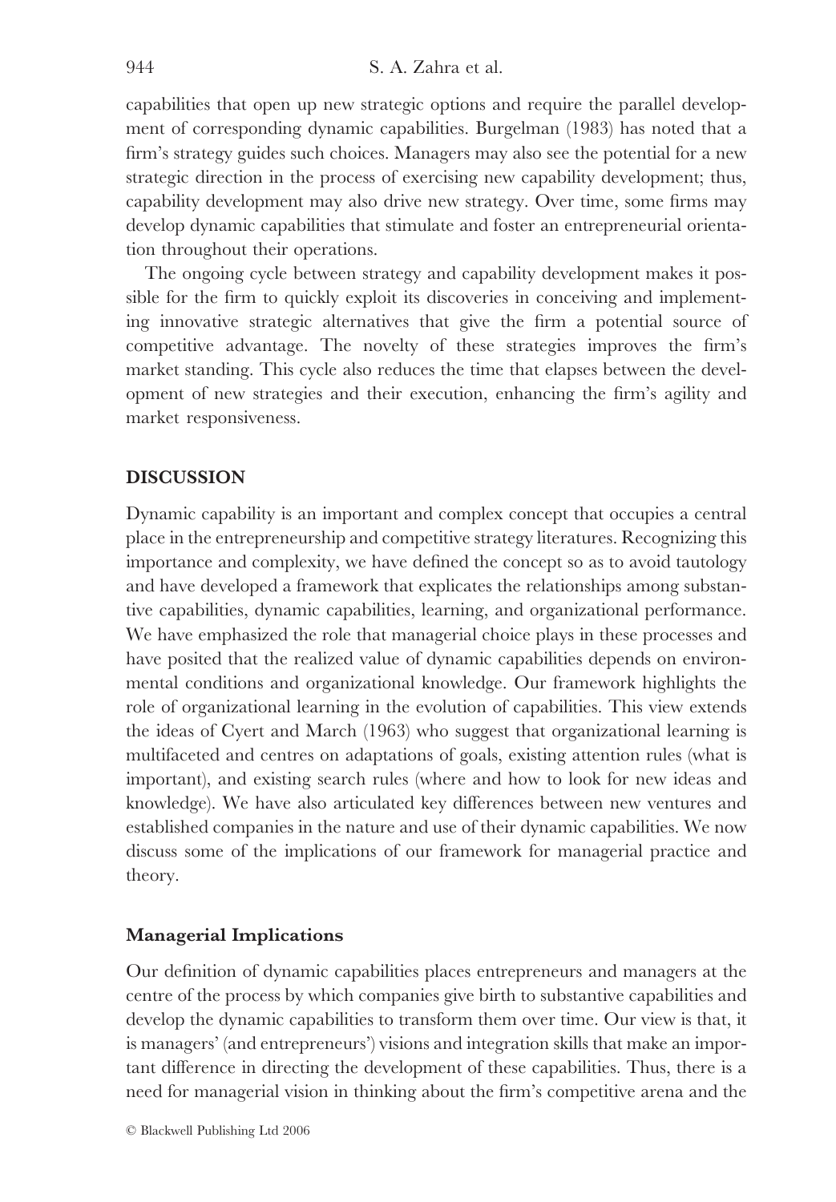capabilities that open up new strategic options and require the parallel development of corresponding dynamic capabilities. Burgelman (1983) has noted that a firm's strategy guides such choices. Managers may also see the potential for a new strategic direction in the process of exercising new capability development; thus, capability development may also drive new strategy. Over time, some firms may develop dynamic capabilities that stimulate and foster an entrepreneurial orientation throughout their operations.

The ongoing cycle between strategy and capability development makes it possible for the firm to quickly exploit its discoveries in conceiving and implementing innovative strategic alternatives that give the firm a potential source of competitive advantage. The novelty of these strategies improves the firm's market standing. This cycle also reduces the time that elapses between the development of new strategies and their execution, enhancing the firm's agility and market responsiveness.

## DISCUSSION

Dynamic capability is an important and complex concept that occupies a central place in the entrepreneurship and competitive strategy literatures. Recognizing this importance and complexity, we have defined the concept so as to avoid tautology and have developed a framework that explicates the relationships among substantive capabilities, dynamic capabilities, learning, and organizational performance. We have emphasized the role that managerial choice plays in these processes and have posited that the realized value of dynamic capabilities depends on environmental conditions and organizational knowledge. Our framework highlights the role of organizational learning in the evolution of capabilities. This view extends the ideas of Cyert and March (1963) who suggest that organizational learning is multifaceted and centres on adaptations of goals, existing attention rules (what is important), and existing search rules (where and how to look for new ideas and knowledge). We have also articulated key differences between new ventures and established companies in the nature and use of their dynamic capabilities. We now discuss some of the implications of our framework for managerial practice and theory.

### Managerial Implications

Our definition of dynamic capabilities places entrepreneurs and managers at the centre of the process by which companies give birth to substantive capabilities and develop the dynamic capabilities to transform them over time. Our view is that, it is managers' (and entrepreneurs') visions and integration skills that make an important difference in directing the development of these capabilities. Thus, there is a need for managerial vision in thinking about the firm's competitive arena and the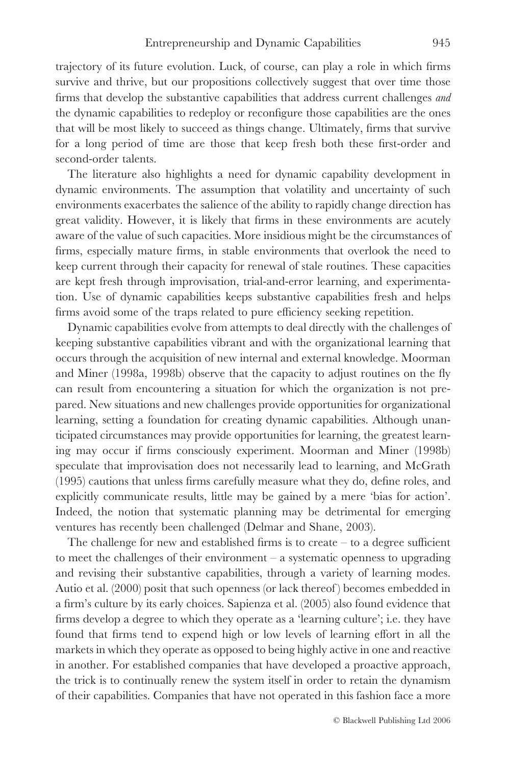trajectory of its future evolution. Luck, of course, can play a role in which firms survive and thrive, but our propositions collectively suggest that over time those firms that develop the substantive capabilities that address current challenges *and* the dynamic capabilities to redeploy or reconfigure those capabilities are the ones that will be most likely to succeed as things change. Ultimately, firms that survive for a long period of time are those that keep fresh both these first-order and second-order talents.

The literature also highlights a need for dynamic capability development in dynamic environments. The assumption that volatility and uncertainty of such environments exacerbates the salience of the ability to rapidly change direction has great validity. However, it is likely that firms in these environments are acutely aware of the value of such capacities. More insidious might be the circumstances of firms, especially mature firms, in stable environments that overlook the need to keep current through their capacity for renewal of stale routines. These capacities are kept fresh through improvisation, trial-and-error learning, and experimentation. Use of dynamic capabilities keeps substantive capabilities fresh and helps firms avoid some of the traps related to pure efficiency seeking repetition.

Dynamic capabilities evolve from attempts to deal directly with the challenges of keeping substantive capabilities vibrant and with the organizational learning that occurs through the acquisition of new internal and external knowledge. Moorman and Miner (1998a, 1998b) observe that the capacity to adjust routines on the fly can result from encountering a situation for which the organization is not prepared. New situations and new challenges provide opportunities for organizational learning, setting a foundation for creating dynamic capabilities. Although unanticipated circumstances may provide opportunities for learning, the greatest learning may occur if firms consciously experiment. Moorman and Miner (1998b) speculate that improvisation does not necessarily lead to learning, and McGrath (1995) cautions that unless firms carefully measure what they do, define roles, and explicitly communicate results, little may be gained by a mere 'bias for action'. Indeed, the notion that systematic planning may be detrimental for emerging ventures has recently been challenged (Delmar and Shane, 2003).

The challenge for new and established firms is to create – to a degree sufficient to meet the challenges of their environment – a systematic openness to upgrading and revising their substantive capabilities, through a variety of learning modes. Autio et al. (2000) posit that such openness (or lack thereof) becomes embedded in a firm's culture by its early choices. Sapienza et al. (2005) also found evidence that firms develop a degree to which they operate as a 'learning culture'; i.e. they have found that firms tend to expend high or low levels of learning effort in all the markets in which they operate as opposed to being highly active in one and reactive in another. For established companies that have developed a proactive approach, the trick is to continually renew the system itself in order to retain the dynamism of their capabilities. Companies that have not operated in this fashion face a more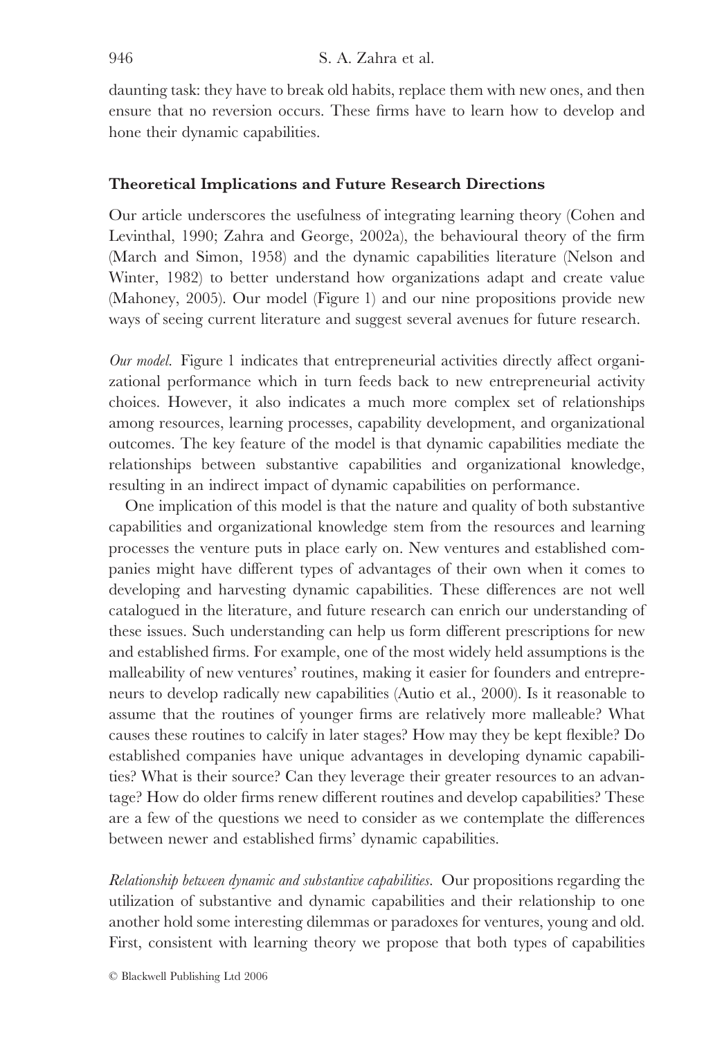daunting task: they have to break old habits, replace them with new ones, and then ensure that no reversion occurs. These firms have to learn how to develop and hone their dynamic capabilities.

## Theoretical Implications and Future Research Directions

Our article underscores the usefulness of integrating learning theory (Cohen and Levinthal, 1990; Zahra and George, 2002a), the behavioural theory of the firm (March and Simon, 1958) and the dynamic capabilities literature (Nelson and Winter, 1982) to better understand how organizations adapt and create value (Mahoney, 2005). Our model (Figure 1) and our nine propositions provide new ways of seeing current literature and suggest several avenues for future research.

*Our model.* Figure 1 indicates that entrepreneurial activities directly affect organizational performance which in turn feeds back to new entrepreneurial activity choices. However, it also indicates a much more complex set of relationships among resources, learning processes, capability development, and organizational outcomes. The key feature of the model is that dynamic capabilities mediate the relationships between substantive capabilities and organizational knowledge, resulting in an indirect impact of dynamic capabilities on performance.

One implication of this model is that the nature and quality of both substantive capabilities and organizational knowledge stem from the resources and learning processes the venture puts in place early on. New ventures and established companies might have different types of advantages of their own when it comes to developing and harvesting dynamic capabilities. These differences are not well catalogued in the literature, and future research can enrich our understanding of these issues. Such understanding can help us form different prescriptions for new and established firms. For example, one of the most widely held assumptions is the malleability of new ventures' routines, making it easier for founders and entrepreneurs to develop radically new capabilities (Autio et al., 2000). Is it reasonable to assume that the routines of younger firms are relatively more malleable? What causes these routines to calcify in later stages? How may they be kept flexible? Do established companies have unique advantages in developing dynamic capabilities? What is their source? Can they leverage their greater resources to an advantage? How do older firms renew different routines and develop capabilities? These are a few of the questions we need to consider as we contemplate the differences between newer and established firms' dynamic capabilities.

*Relationship between dynamic and substantive capabilities.* Our propositions regarding the utilization of substantive and dynamic capabilities and their relationship to one another hold some interesting dilemmas or paradoxes for ventures, young and old. First, consistent with learning theory we propose that both types of capabilities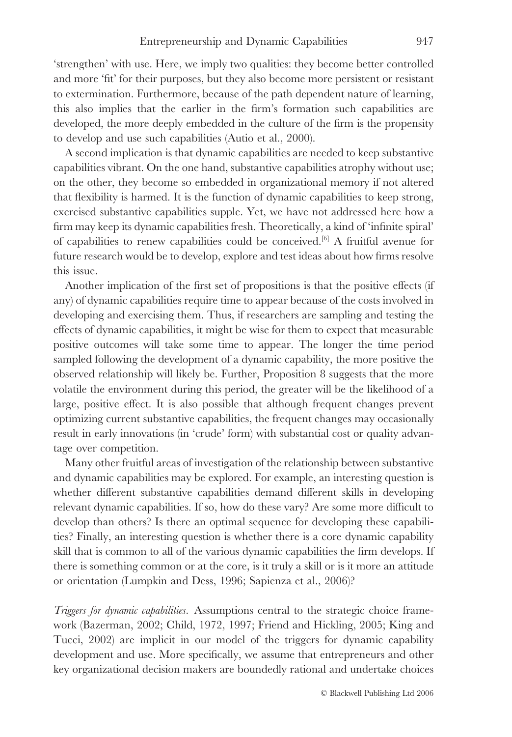'strengthen' with use. Here, we imply two qualities: they become better controlled and more 'fit' for their purposes, but they also become more persistent or resistant to extermination. Furthermore, because of the path dependent nature of learning, this also implies that the earlier in the firm's formation such capabilities are developed, the more deeply embedded in the culture of the firm is the propensity to develop and use such capabilities (Autio et al., 2000).

A second implication is that dynamic capabilities are needed to keep substantive capabilities vibrant. On the one hand, substantive capabilities atrophy without use; on the other, they become so embedded in organizational memory if not altered that flexibility is harmed. It is the function of dynamic capabilities to keep strong, exercised substantive capabilities supple. Yet, we have not addressed here how a firm may keep its dynamic capabilities fresh. Theoretically, a kind of 'infinite spiral' of capabilities to renew capabilities could be conceived.[6] A fruitful avenue for future research would be to develop, explore and test ideas about how firms resolve this issue.

Another implication of the first set of propositions is that the positive effects (if any) of dynamic capabilities require time to appear because of the costs involved in developing and exercising them. Thus, if researchers are sampling and testing the effects of dynamic capabilities, it might be wise for them to expect that measurable positive outcomes will take some time to appear. The longer the time period sampled following the development of a dynamic capability, the more positive the observed relationship will likely be. Further, Proposition 8 suggests that the more volatile the environment during this period, the greater will be the likelihood of a large, positive effect. It is also possible that although frequent changes prevent optimizing current substantive capabilities, the frequent changes may occasionally result in early innovations (in 'crude' form) with substantial cost or quality advantage over competition.

Many other fruitful areas of investigation of the relationship between substantive and dynamic capabilities may be explored. For example, an interesting question is whether different substantive capabilities demand different skills in developing relevant dynamic capabilities. If so, how do these vary? Are some more difficult to develop than others? Is there an optimal sequence for developing these capabilities? Finally, an interesting question is whether there is a core dynamic capability skill that is common to all of the various dynamic capabilities the firm develops. If there is something common or at the core, is it truly a skill or is it more an attitude or orientation (Lumpkin and Dess, 1996; Sapienza et al., 2006)?

*Triggers for dynamic capabilities.* Assumptions central to the strategic choice framework (Bazerman, 2002; Child, 1972, 1997; Friend and Hickling, 2005; King and Tucci, 2002) are implicit in our model of the triggers for dynamic capability development and use. More specifically, we assume that entrepreneurs and other key organizational decision makers are boundedly rational and undertake choices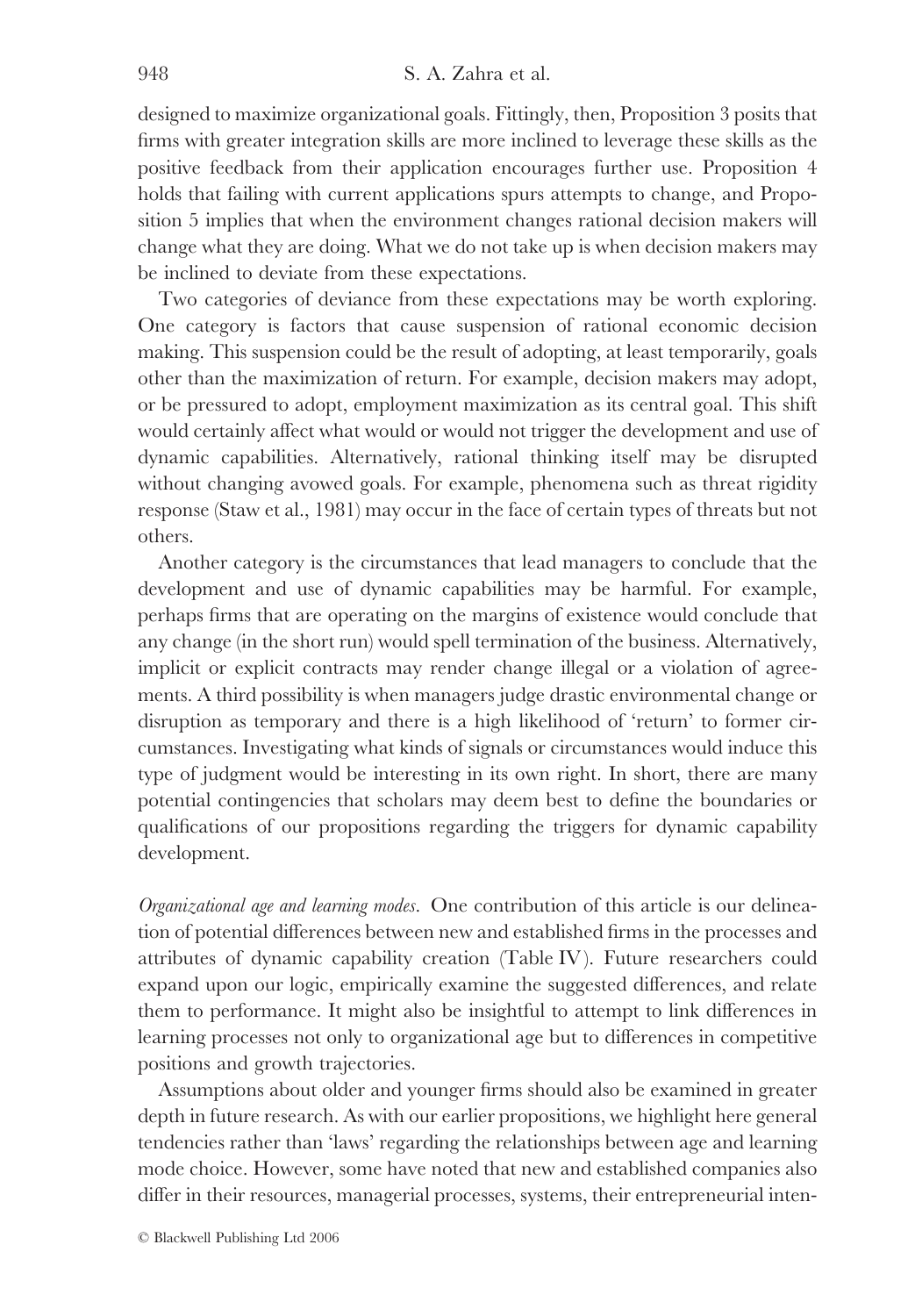designed to maximize organizational goals. Fittingly, then, Proposition 3 posits that firms with greater integration skills are more inclined to leverage these skills as the positive feedback from their application encourages further use. Proposition 4 holds that failing with current applications spurs attempts to change, and Proposition 5 implies that when the environment changes rational decision makers will change what they are doing. What we do not take up is when decision makers may be inclined to deviate from these expectations.

Two categories of deviance from these expectations may be worth exploring. One category is factors that cause suspension of rational economic decision making. This suspension could be the result of adopting, at least temporarily, goals other than the maximization of return. For example, decision makers may adopt, or be pressured to adopt, employment maximization as its central goal. This shift would certainly affect what would or would not trigger the development and use of dynamic capabilities. Alternatively, rational thinking itself may be disrupted without changing avowed goals. For example, phenomena such as threat rigidity response (Staw et al., 1981) may occur in the face of certain types of threats but not others.

Another category is the circumstances that lead managers to conclude that the development and use of dynamic capabilities may be harmful. For example, perhaps firms that are operating on the margins of existence would conclude that any change (in the short run) would spell termination of the business. Alternatively, implicit or explicit contracts may render change illegal or a violation of agreements. A third possibility is when managers judge drastic environmental change or disruption as temporary and there is a high likelihood of 'return' to former circumstances. Investigating what kinds of signals or circumstances would induce this type of judgment would be interesting in its own right. In short, there are many potential contingencies that scholars may deem best to define the boundaries or qualifications of our propositions regarding the triggers for dynamic capability development.

*Organizational age and learning modes*. One contribution of this article is our delineation of potential differences between new and established firms in the processes and attributes of dynamic capability creation (Table IV). Future researchers could expand upon our logic, empirically examine the suggested differences, and relate them to performance. It might also be insightful to attempt to link differences in learning processes not only to organizational age but to differences in competitive positions and growth trajectories.

Assumptions about older and younger firms should also be examined in greater depth in future research. As with our earlier propositions, we highlight here general tendencies rather than 'laws' regarding the relationships between age and learning mode choice. However, some have noted that new and established companies also differ in their resources, managerial processes, systems, their entrepreneurial inten-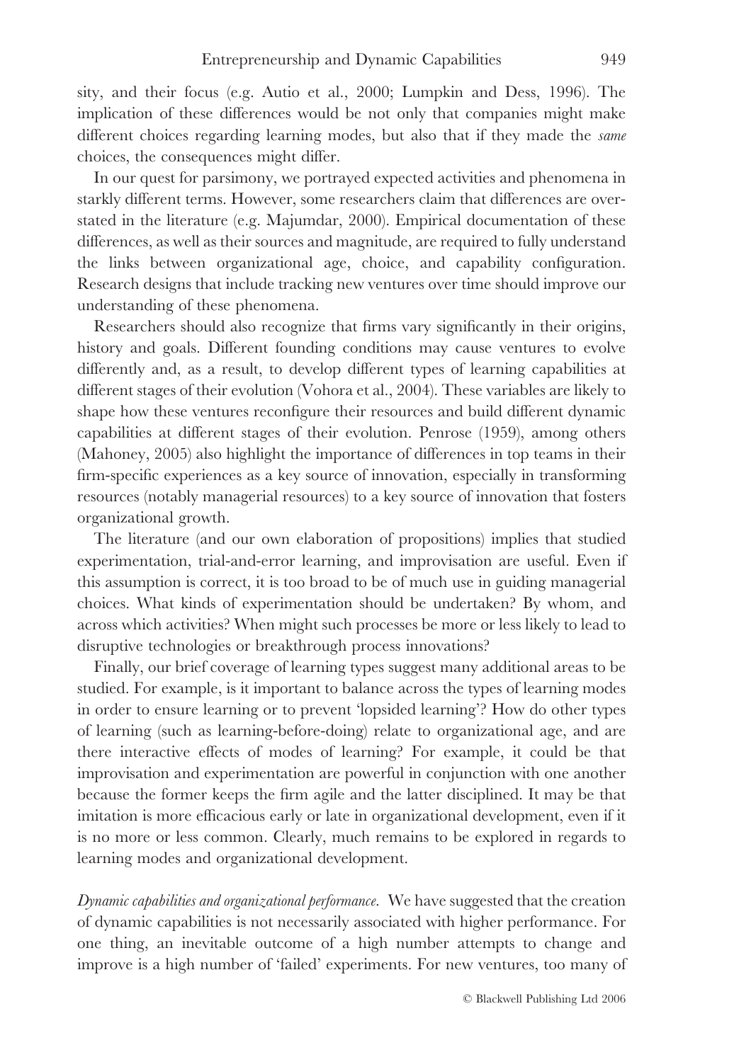sity, and their focus (e.g. Autio et al., 2000; Lumpkin and Dess, 1996). The implication of these differences would be not only that companies might make different choices regarding learning modes, but also that if they made the *same* choices, the consequences might differ.

In our quest for parsimony, we portrayed expected activities and phenomena in starkly different terms. However, some researchers claim that differences are overstated in the literature (e.g. Majumdar, 2000). Empirical documentation of these differences, as well as their sources and magnitude, are required to fully understand the links between organizational age, choice, and capability configuration. Research designs that include tracking new ventures over time should improve our understanding of these phenomena.

Researchers should also recognize that firms vary significantly in their origins, history and goals. Different founding conditions may cause ventures to evolve differently and, as a result, to develop different types of learning capabilities at different stages of their evolution (Vohora et al., 2004). These variables are likely to shape how these ventures reconfigure their resources and build different dynamic capabilities at different stages of their evolution. Penrose (1959), among others (Mahoney, 2005) also highlight the importance of differences in top teams in their firm-specific experiences as a key source of innovation, especially in transforming resources (notably managerial resources) to a key source of innovation that fosters organizational growth.

The literature (and our own elaboration of propositions) implies that studied experimentation, trial-and-error learning, and improvisation are useful. Even if this assumption is correct, it is too broad to be of much use in guiding managerial choices. What kinds of experimentation should be undertaken? By whom, and across which activities? When might such processes be more or less likely to lead to disruptive technologies or breakthrough process innovations?

Finally, our brief coverage of learning types suggest many additional areas to be studied. For example, is it important to balance across the types of learning modes in order to ensure learning or to prevent 'lopsided learning'? How do other types of learning (such as learning-before-doing) relate to organizational age, and are there interactive effects of modes of learning? For example, it could be that improvisation and experimentation are powerful in conjunction with one another because the former keeps the firm agile and the latter disciplined. It may be that imitation is more efficacious early or late in organizational development, even if it is no more or less common. Clearly, much remains to be explored in regards to learning modes and organizational development.

*Dynamic capabilities and organizational performance.* We have suggested that the creation of dynamic capabilities is not necessarily associated with higher performance. For one thing, an inevitable outcome of a high number attempts to change and improve is a high number of 'failed' experiments. For new ventures, too many of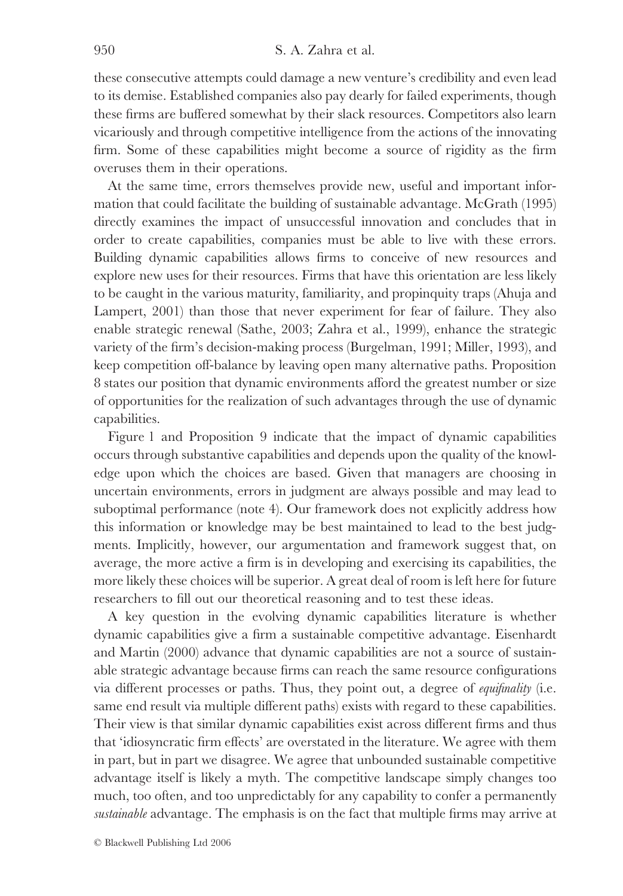these consecutive attempts could damage a new venture's credibility and even lead to its demise. Established companies also pay dearly for failed experiments, though these firms are buffered somewhat by their slack resources. Competitors also learn vicariously and through competitive intelligence from the actions of the innovating firm. Some of these capabilities might become a source of rigidity as the firm overuses them in their operations.

At the same time, errors themselves provide new, useful and important information that could facilitate the building of sustainable advantage. McGrath (1995) directly examines the impact of unsuccessful innovation and concludes that in order to create capabilities, companies must be able to live with these errors. Building dynamic capabilities allows firms to conceive of new resources and explore new uses for their resources. Firms that have this orientation are less likely to be caught in the various maturity, familiarity, and propinquity traps (Ahuja and Lampert, 2001) than those that never experiment for fear of failure. They also enable strategic renewal (Sathe, 2003; Zahra et al., 1999), enhance the strategic variety of the firm's decision-making process (Burgelman, 1991; Miller, 1993), and keep competition off-balance by leaving open many alternative paths. Proposition 8 states our position that dynamic environments afford the greatest number or size of opportunities for the realization of such advantages through the use of dynamic capabilities.

Figure 1 and Proposition 9 indicate that the impact of dynamic capabilities occurs through substantive capabilities and depends upon the quality of the knowledge upon which the choices are based. Given that managers are choosing in uncertain environments, errors in judgment are always possible and may lead to suboptimal performance (note 4). Our framework does not explicitly address how this information or knowledge may be best maintained to lead to the best judgments. Implicitly, however, our argumentation and framework suggest that, on average, the more active a firm is in developing and exercising its capabilities, the more likely these choices will be superior. A great deal of room is left here for future researchers to fill out our theoretical reasoning and to test these ideas.

A key question in the evolving dynamic capabilities literature is whether dynamic capabilities give a firm a sustainable competitive advantage. Eisenhardt and Martin (2000) advance that dynamic capabilities are not a source of sustainable strategic advantage because firms can reach the same resource configurations via different processes or paths. Thus, they point out, a degree of *equifinality* (i.e. same end result via multiple different paths) exists with regard to these capabilities. Their view is that similar dynamic capabilities exist across different firms and thus that 'idiosyncratic firm effects' are overstated in the literature. We agree with them in part, but in part we disagree. We agree that unbounded sustainable competitive advantage itself is likely a myth. The competitive landscape simply changes too much, too often, and too unpredictably for any capability to confer a permanently *sustainable* advantage. The emphasis is on the fact that multiple firms may arrive at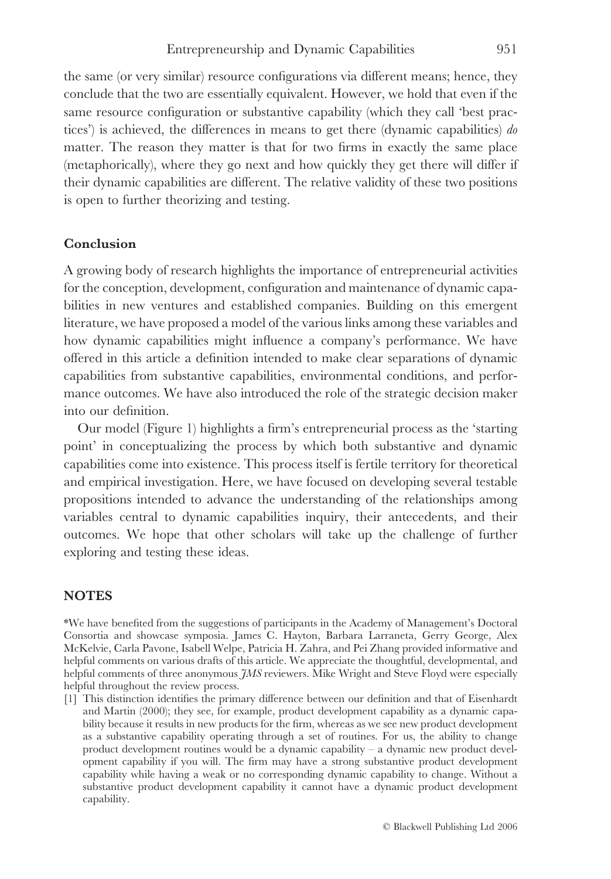the same (or very similar) resource configurations via different means; hence, they conclude that the two are essentially equivalent. However, we hold that even if the same resource configuration or substantive capability (which they call 'best practices') is achieved, the differences in means to get there (dynamic capabilities) *do* matter. The reason they matter is that for two firms in exactly the same place (metaphorically), where they go next and how quickly they get there will differ if their dynamic capabilities are different. The relative validity of these two positions is open to further theorizing and testing.

## Conclusion

A growing body of research highlights the importance of entrepreneurial activities for the conception, development, configuration and maintenance of dynamic capabilities in new ventures and established companies. Building on this emergent literature, we have proposed a model of the various links among these variables and how dynamic capabilities might influence a company's performance. We have offered in this article a definition intended to make clear separations of dynamic capabilities from substantive capabilities, environmental conditions, and performance outcomes. We have also introduced the role of the strategic decision maker into our definition.

Our model (Figure 1) highlights a firm's entrepreneurial process as the 'starting point' in conceptualizing the process by which both substantive and dynamic capabilities come into existence. This process itself is fertile territory for theoretical and empirical investigation. Here, we have focused on developing several testable propositions intended to advance the understanding of the relationships among variables central to dynamic capabilities inquiry, their antecedents, and their outcomes. We hope that other scholars will take up the challenge of further exploring and testing these ideas.

## NOTES

*We have benefited from the suggestions of participants in the Academy of Management's Doctoral Consortia and showcase symposia. James C. Hayton, Barbara Larraneta, Gerry George, Alex McKelvie, Carla Pavone, Isabell Welpe, Patricia H. Zahra, and Pei Zhang provided informative and helpful comments on various drafts of this article. We appreciate the thoughtful, developmental, and helpful comments of three anonymous *JMS* reviewers. Mike Wright and Steve Floyd were especially helpful throughout the review process.

[1] This distinction identifies the primary difference between our definition and that of Eisenhardt and Martin (2000); they see, for example, product development capability as a dynamic capability because it results in new products for the firm, whereas as we see new product development as a substantive capability operating through a set of routines. For us, the ability to change product development routines would be a dynamic capability – a dynamic new product development capability if you will. The firm may have a strong substantive product development capability while having a weak or no corresponding dynamic capability to change. Without a substantive product development capability it cannot have a dynamic product development capability.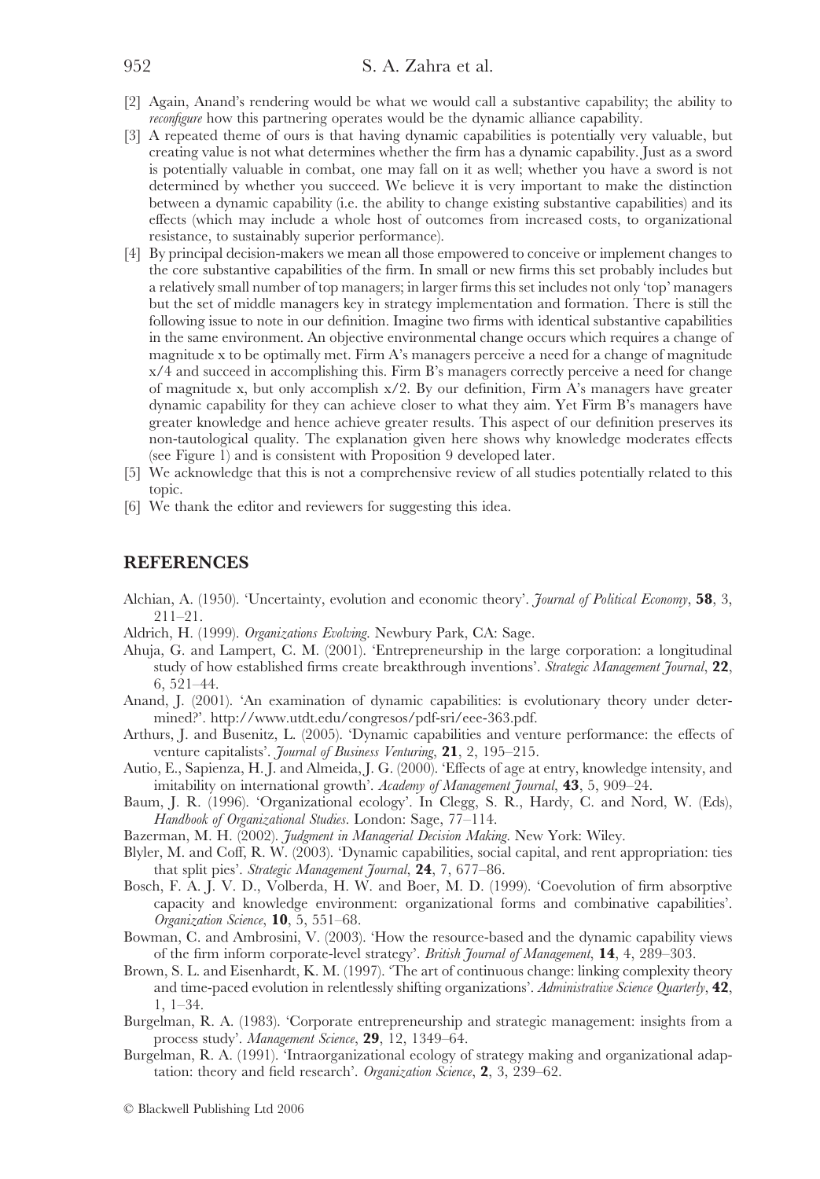[2] Again, Anand's rendering would be what we would call a substantive capability; the ability to *reconfigure* how this partnering operates would be the dynamic alliance capability.

[3] A repeated theme of ours is that having dynamic capabilities is potentially very valuable, but creating value is not what determines whether the firm has a dynamic capability. Just as a sword is potentially valuable in combat, one may fall on it as well; whether you have a sword is not determined by whether you succeed. We believe it is very important to make the distinction between a dynamic capability (i.e. the ability to change existing substantive capabilities) and its effects (which may include a whole host of outcomes from increased costs, to organizational resistance, to sustainably superior performance).

[4] By principal decision-makers we mean all those empowered to conceive or implement changes to the core substantive capabilities of the firm. In small or new firms this set probably includes but a relatively small number of top managers; in larger firms this set includes not only 'top' managers but the set of middle managers key in strategy implementation and formation. There is still the following issue to note in our definition. Imagine two firms with identical substantive capabilities in the same environment. An objective environmental change occurs which requires a change of magnitude x to be optimally met. Firm A's managers perceive a need for a change of magnitude x/4 and succeed in accomplishing this. Firm B's managers correctly perceive a need for change of magnitude x, but only accomplish x/2. By our definition, Firm A's managers have greater dynamic capability for they can achieve closer to what they aim. Yet Firm B's managers have greater knowledge and hence achieve greater results. This aspect of our definition preserves its non-tautological quality. The explanation given here shows why knowledge moderates effects (see Figure 1) and is consistent with Proposition 9 developed later.

[5] We acknowledge that this is not a comprehensive review of all studies potentially related to this topic.

[6] We thank the editor and reviewers for suggesting this idea.

## REFERENCES

Alchian, A. (1950). 'Uncertainty, evolution and economic theory'. *Journal of Political Economy*, **58**, 3, 211–21.

Aldrich, H. (1999). *Organizations Evolving*. Newbury Park, CA: Sage.

Ahuja, G. and Lampert, C. M. (2001). 'Entrepreneurship in the large corporation: a longitudinal study of how established firms create breakthrough inventions'. *Strategic Management Journal*, **22**, 6, 521–44.

Anand, J. (2001). 'An examination of dynamic capabilities: is evolutionary theory under determined?'. http://www.utdt.edu/congresos/pdf-sri/eee-363.pdf.

Arthurs, J. and Busenitz, L. (2005). 'Dynamic capabilities and venture performance: the effects of venture capitalists'. *Journal of Business Venturing*, **21**, 2, 195–215.

Autio, E., Sapienza, H. J. and Almeida, J. G. (2000). 'Effects of age at entry, knowledge intensity, and imitability on international growth'. *Academy of Management Journal*, **43**, 5, 909–24.

Baum, J. R. (1996). 'Organizational ecology'. In Clegg, S. R., Hardy, C. and Nord, W. (Eds), *Handbook of Organizational Studies*. London: Sage, 77–114.

Bazerman, M. H. (2002). *Judgment in Managerial Decision Making*. New York: Wiley.

Blyler, M. and Coff, R. W. (2003). 'Dynamic capabilities, social capital, and rent appropriation: ties that split pies'. *Strategic Management Journal*, **24**, 7, 677–86.

Bosch, F. A. J. V. D., Volberda, H. W. and Boer, M. D. (1999). 'Coevolution of firm absorptive capacity and knowledge environment: organizational forms and combinative capabilities'. *Organization Science*, **10**, 5, 551–68.

Bowman, C. and Ambrosini, V. (2003). 'How the resource-based and the dynamic capability views of the firm inform corporate-level strategy'. *British Journal of Management*, **14**, 4, 289–303.

Brown, S. L. and Eisenhardt, K. M. (1997). 'The art of continuous change: linking complexity theory and time-paced evolution in relentlessly shifting organizations'. *Administrative Science Quarterly*, **42**, 1, 1–34.

Burgelman, R. A. (1983). 'Corporate entrepreneurship and strategic management: insights from a process study'. *Management Science*, **29**, 12, 1349–64.

Burgelman, R. A. (1991). 'Intraorganizational ecology of strategy making and organizational adaptation: theory and field research'. *Organization Science*, **2**, 3, 239–62.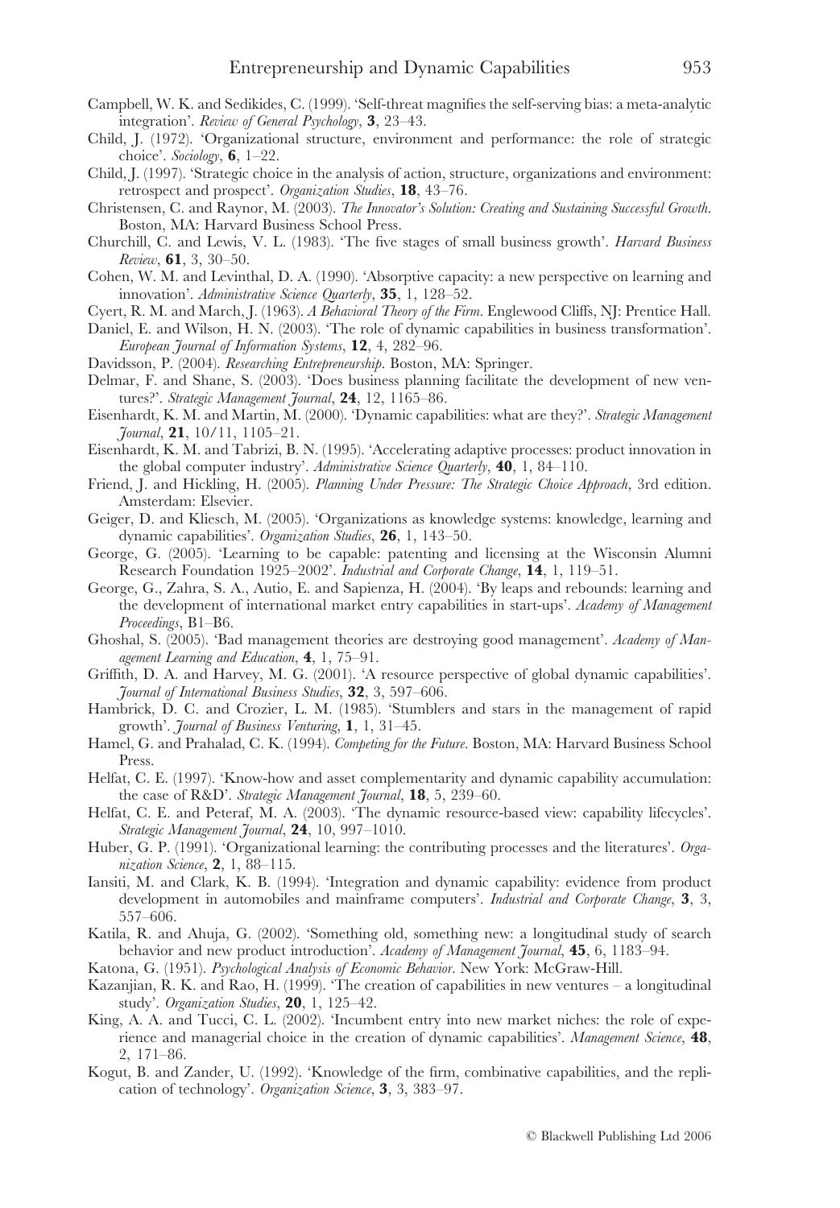Campbell, W. K. and Sedikides, C. (1999). 'Self-threat magnifies the self-serving bias: a meta-analytic integration'. *Review of General Psychology*, **3**, 23–43.

Child, J. (1972). 'Organizational structure, environment and performance: the role of strategic choice'. *Sociology*, **6**, 1–22.

Child, J. (1997). 'Strategic choice in the analysis of action, structure, organizations and environment: retrospect and prospect'. *Organization Studies*, **18**, 43–76.

Christensen, C. and Raynor, M. (2003). *The Innovator's Solution: Creating and Sustaining Successful Growth*. Boston, MA: Harvard Business School Press.

Churchill, C. and Lewis, V. L. (1983). 'The five stages of small business growth'. *Harvard Business Review*, **61**, 3, 30–50.

Cohen, W. M. and Levinthal, D. A. (1990). 'Absorptive capacity: a new perspective on learning and innovation'. *Administrative Science Quarterly*, **35**, 1, 128–52.

Cyert, R. M. and March, J. (1963). *A Behavioral Theory of the Firm*. Englewood Cliffs, NJ: Prentice Hall.

Daniel, E. and Wilson, H. N. (2003). 'The role of dynamic capabilities in business transformation'. *European Journal of Information Systems*, **12**, 4, 282–96.

Davidsson, P. (2004). *Researching Entrepreneurship*. Boston, MA: Springer.

Delmar, F. and Shane, S. (2003). 'Does business planning facilitate the development of new ventures?'. *Strategic Management Journal*, **24**, 12, 1165–86.

Eisenhardt, K. M. and Martin, M. (2000). 'Dynamic capabilities: what are they?'. *Strategic Management Journal*, **21**, 10/11, 1105–21.

Eisenhardt, K. M. and Tabrizi, B. N. (1995). 'Accelerating adaptive processes: product innovation in the global computer industry'. *Administrative Science Quarterly*, **40**, 1, 84–110.

Friend, J. and Hickling, H. (2005). *Planning Under Pressure: The Strategic Choice Approach*, 3rd edition. Amsterdam: Elsevier.

Geiger, D. and Kliesch, M. (2005). 'Organizations as knowledge systems: knowledge, learning and dynamic capabilities'. *Organization Studies*, **26**, 1, 143–50.

George, G. (2005). 'Learning to be capable: patenting and licensing at the Wisconsin Alumni Research Foundation 1925–2002'. *Industrial and Corporate Change*, **14**, 1, 119–51.

George, G., Zahra, S. A., Autio, E. and Sapienza, H. (2004). 'By leaps and rebounds: learning and the development of international market entry capabilities in start-ups'. *Academy of Management Proceedings*, B1–B6.

Ghoshal, S. (2005). 'Bad management theories are destroying good management'. *Academy of Management Learning and Education*, **4**, 1, 75–91.

Griffith, D. A. and Harvey, M. G. (2001). 'A resource perspective of global dynamic capabilities'. *Journal of International Business Studies*, **32**, 3, 597–606.

Hambrick, D. C. and Crozier, L. M. (1985). 'Stumblers and stars in the management of rapid growth'. *Journal of Business Venturing*, **1**, 1, 31–45.

Hamel, G. and Prahalad, C. K. (1994). *Competing for the Future*. Boston, MA: Harvard Business School Press.

Helfat, C. E. (1997). 'Know-how and asset complementarity and dynamic capability accumulation: the case of R&D'. *Strategic Management Journal*, **18**, 5, 239–60.

Helfat, C. E. and Peteraf, M. A. (2003). 'The dynamic resource-based view: capability lifecycles'. *Strategic Management Journal*, **24**, 10, 997–1010.

Huber, G. P. (1991). 'Organizational learning: the contributing processes and the literatures'. *Organization Science*, **2**, 1, 88–115.

Iansiti, M. and Clark, K. B. (1994). 'Integration and dynamic capability: evidence from product development in automobiles and mainframe computers'. *Industrial and Corporate Change*, **3**, 3, 557–606.

Katila, R. and Ahuja, G. (2002). 'Something old, something new: a longitudinal study of search behavior and new product introduction'. *Academy of Management Journal*, **45**, 6, 1183–94.

Katona, G. (1951). *Psychological Analysis of Economic Behavior*. New York: McGraw-Hill.

Kazanjian, R. K. and Rao, H. (1999). 'The creation of capabilities in new ventures – a longitudinal study'. *Organization Studies*, **20**, 1, 125–42.

King, A. A. and Tucci, C. L. (2002). 'Incumbent entry into new market niches: the role of experience and managerial choice in the creation of dynamic capabilities'. *Management Science*, **48**, 2, 171–86.

Kogut, B. and Zander, U. (1992). 'Knowledge of the firm, combinative capabilities, and the replication of technology'. *Organization Science*, **3**, 3, 383–97.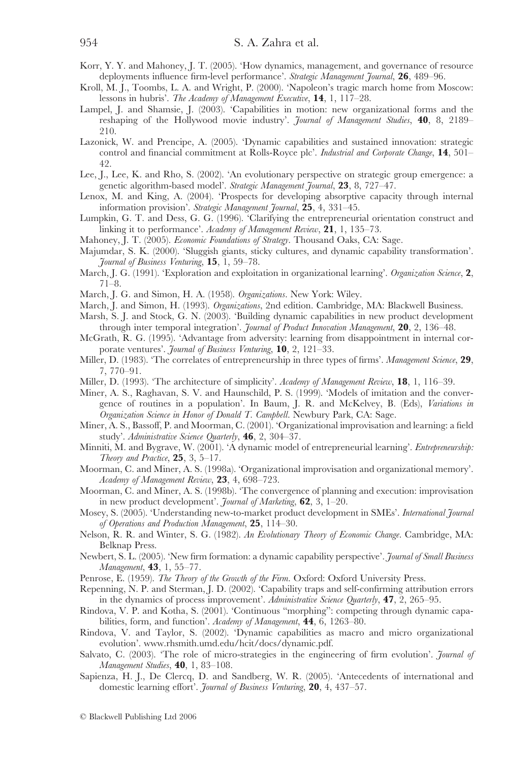Korr, Y. Y. and Mahoney, J. T. (2005). 'How dynamics, management, and governance of resource deployments influence firm-level performance'. *Strategic Management Journal*, **26**, 489–96.

Kroll, M. J., Toombs, L. A. and Wright, P. (2000). 'Napoleon's tragic march home from Moscow: lessons in hubris'. *The Academy of Management Executive*, **14**, 1, 117–28.

Lampel, J. and Shamsie, J. (2003). 'Capabilities in motion: new organizational forms and the reshaping of the Hollywood movie industry'. *Journal of Management Studies*, **40**, 8, 2189–210.

Lazonick, W. and Prencipe, A. (2005). 'Dynamic capabilities and sustained innovation: strategic control and financial commitment at Rolls-Royce plc'. *Industrial and Corporate Change*, **14**, 501–42.

Lee, J., Lee, K. and Rho, S. (2002). 'An evolutionary perspective on strategic group emergence: a genetic algorithm-based model'. *Strategic Management Journal*, **23**, 8, 727–47.

Lenox, M. and King, A. (2004). 'Prospects for developing absorptive capacity through internal information provision'. *Strategic Management Journal*, **25**, 4, 331–45.

Lumpkin, G. T. and Dess, G. G. (1996). 'Clarifying the entrepreneurial orientation construct and linking it to performance'. *Academy of Management Review*, **21**, 1, 135–73.

Mahoney, J. T. (2005). *Economic Foundations of Strategy*. Thousand Oaks, CA: Sage.

Majumdar, S. K. (2000). 'Sluggish giants, sticky cultures, and dynamic capability transformation'. *Journal of Business Venturing*, **15**, 1, 59–78.

March, J. G. (1991). 'Exploration and exploitation in organizational learning'. *Organization Science*, **2**, 71–8.

March, J. G. and Simon, H. A. (1958). *Organizations*. New York: Wiley.

March, J. and Simon, H. (1993). *Organizations*, 2nd edition. Cambridge, MA: Blackwell Business.

Marsh, S. J. and Stock, G. N. (2003). 'Building dynamic capabilities in new product development through inter temporal integration'. *Journal of Product Innovation Management*, **20**, 2, 136–48.

McGrath, R. G. (1995). 'Advantage from adversity: learning from disappointment in internal corporate ventures'. *Journal of Business Venturing*, **10**, 2, 121–33.

Miller, D. (1983). 'The correlates of entrepreneurship in three types of firms'. *Management Science*, **29**, 7, 770–91.

Miller, D. (1993). 'The architecture of simplicity'. *Academy of Management Review*, **18**, 1, 116–39.

Miner, A. S., Raghavan, S. V. and Haunschild, P. S. (1999). 'Models of imitation and the convergence of routines in a population'. In Baum, J. R. and McKelvey, B. (Eds), *Variations in Organization Science in Honor of Donald T. Campbell*. Newbury Park, CA: Sage.

Miner, A. S., Bassoff, P. and Moorman, C. (2001). 'Organizational improvisation and learning: a field study'. *Administrative Science Quarterly*, **46**, 2, 304–37.

Minniti, M. and Bygrave, W. (2001). 'A dynamic model of entrepreneurial learning'. *Entrepreneurship: Theory and Practice*, **25**, 3, 5–17.

Moorman, C. and Miner, A. S. (1998a). 'Organizational improvisation and organizational memory'. *Academy of Management Review*, **23**, 4, 698–723.

Moorman, C. and Miner, A. S. (1998b). 'The convergence of planning and execution: improvisation in new product development'. *Journal of Marketing*, **62**, 3, 1–20.

Mosey, S. (2005). 'Understanding new-to-market product development in SMEs'. *International Journal of Operations and Production Management*, **25**, 114–30.

Nelson, R. R. and Winter, S. G. (1982). *An Evolutionary Theory of Economic Change*. Cambridge, MA: Belknap Press.

Newbert, S. L. (2005). 'New firm formation: a dynamic capability perspective'. *Journal of Small Business Management*, **43**, 1, 55–77.

Penrose, E. (1959). *The Theory of the Growth of the Firm*. Oxford: Oxford University Press.

Repenning, N. P. and Sterman, J. D. (2002). 'Capability traps and self-confirming attribution errors in the dynamics of process improvement'. *Administrative Science Quarterly*, **47**, 2, 265–95.

Rindova, V. P. and Kotha, S. (2001). 'Continuous "morphing": competing through dynamic capabilities, form, and function'. *Academy of Management*, **44**, 6, 1263–80.

Rindova, V. and Taylor, S. (2002). 'Dynamic capabilities as macro and micro organizational evolution'. www.rhsmith.umd.edu/hcit/docs/dynamic.pdf.

Salvato, C. (2003). 'The role of micro-strategies in the engineering of firm evolution'. *Journal of Management Studies*, **40**, 1, 83–108.

Sapienza, H. J., De Clercq, D. and Sandberg, W. R. (2005). 'Antecedents of international and domestic learning effort'. *Journal of Business Venturing*, **20**, 4, 437–57.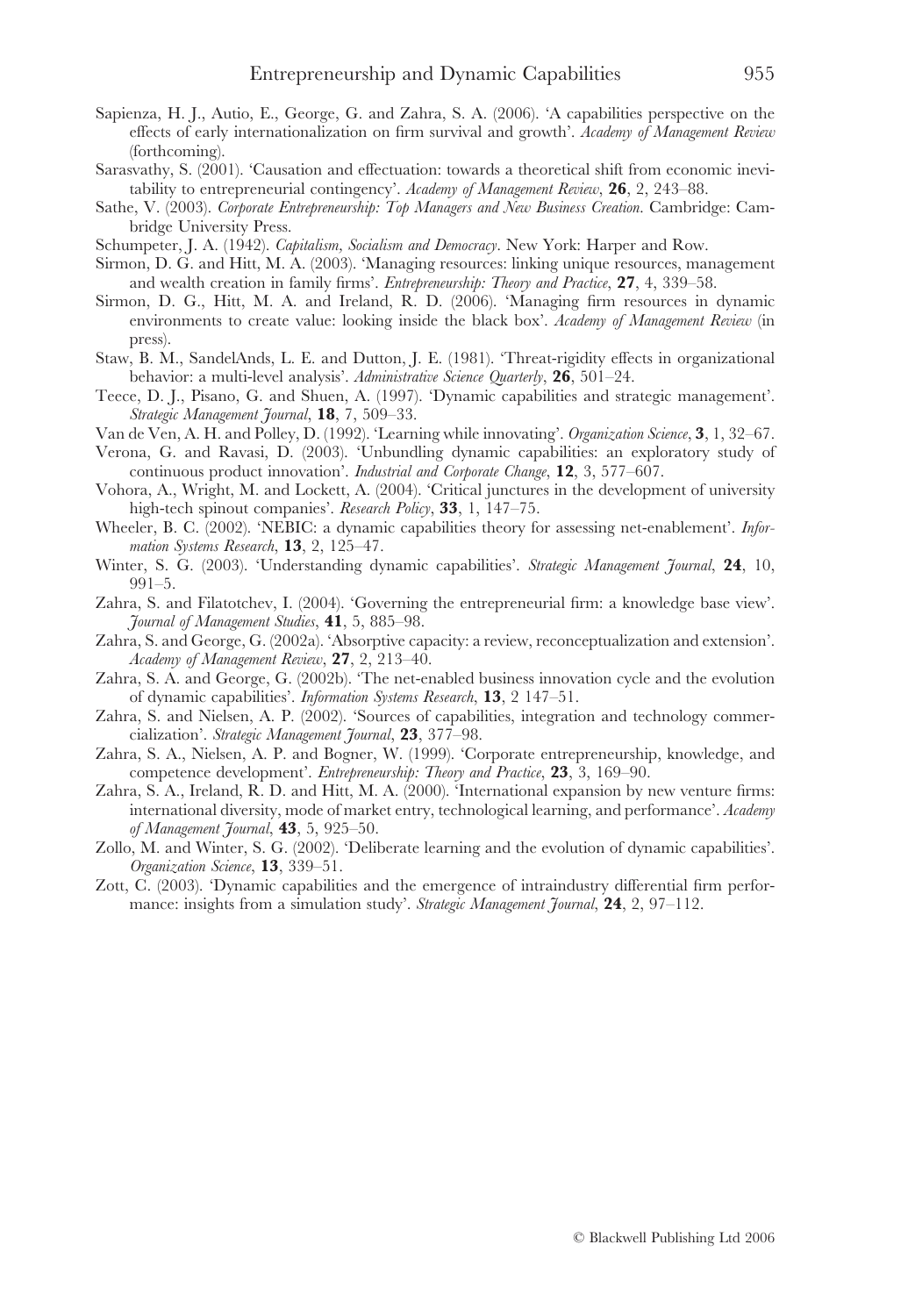Sapienza, H. J., Autio, E., George, G. and Zahra, S. A. (2006). 'A capabilities perspective on the effects of early internationalization on firm survival and growth'. *Academy of Management Review* (forthcoming).

Sarasvathy, S. (2001). 'Causation and effectuation: towards a theoretical shift from economic inevitability to entrepreneurial contingency'. *Academy of Management Review*, **26**, 2, 243–88.

Sathe, V. (2003). *Corporate Entrepreneurship: Top Managers and New Business Creation*. Cambridge: Cambridge University Press.

Schumpeter, J. A. (1942). *Capitalism, Socialism and Democracy*. New York: Harper and Row.

Sirmon, D. G. and Hitt, M. A. (2003). 'Managing resources: linking unique resources, management and wealth creation in family firms'. *Entrepreneurship: Theory and Practice*, **27**, 4, 339–58.

Sirmon, D. G., Hitt, M. A. and Ireland, R. D. (2006). 'Managing firm resources in dynamic environments to create value: looking inside the black box'. *Academy of Management Review* (in press).

Staw, B. M., SandelAnds, L. E. and Dutton, J. E. (1981). 'Threat-rigidity effects in organizational behavior: a multi-level analysis'. *Administrative Science Quarterly*, **26**, 501–24.

Teece, D. J., Pisano, G. and Shuen, A. (1997). 'Dynamic capabilities and strategic management'. *Strategic Management Journal*, **18**, 7, 509–33.

Van de Ven, A. H. and Polley, D. (1992). 'Learning while innovating'. *Organization Science*, **3**, 1, 32–67.

Verona, G. and Ravasi, D. (2003). 'Unbundling dynamic capabilities: an exploratory study of continuous product innovation'. *Industrial and Corporate Change*, **12**, 3, 577–607.

Vohora, A., Wright, M. and Lockett, A. (2004). 'Critical junctures in the development of university high-tech spinout companies'. *Research Policy*, **33**, 1, 147–75.

Wheeler, B. C. (2002). 'NEBIC: a dynamic capabilities theory for assessing net-enablement'. *Information Systems Research*, **13**, 2, 125–47.

Winter, S. G. (2003). 'Understanding dynamic capabilities'. *Strategic Management Journal*, **24**, 10, 991–5.

Zahra, S. and Filatotchev, I. (2004). 'Governing the entrepreneurial firm: a knowledge base view'. *Journal of Management Studies*, **41**, 5, 885–98.

Zahra, S. and George, G. (2002a). 'Absorptive capacity: a review, reconceptualization and extension'. *Academy of Management Review*, **27**, 2, 213–40.

Zahra, S. A. and George, G. (2002b). 'The net-enabled business innovation cycle and the evolution of dynamic capabilities'. *Information Systems Research*, **13**, 2 147–51.

Zahra, S. and Nielsen, A. P. (2002). 'Sources of capabilities, integration and technology commercialization'. *Strategic Management Journal*, **23**, 377–98.

Zahra, S. A., Nielsen, A. P. and Bogner, W. (1999). 'Corporate entrepreneurship, knowledge, and competence development'. *Entrepreneurship: Theory and Practice*, **23**, 3, 169–90.

Zahra, S. A., Ireland, R. D. and Hitt, M. A. (2000). 'International expansion by new venture firms: international diversity, mode of market entry, technological learning, and performance'. *Academy of Management Journal*, **43**, 5, 925–50.

Zollo, M. and Winter, S. G. (2002). 'Deliberate learning and the evolution of dynamic capabilities'. *Organization Science*, **13**, 339–51.

Zott, C. (2003). 'Dynamic capabilities and the emergence of intraindustry differential firm performance: insights from a simulation study'. *Strategic Management Journal*, **24**, 2, 97–112.